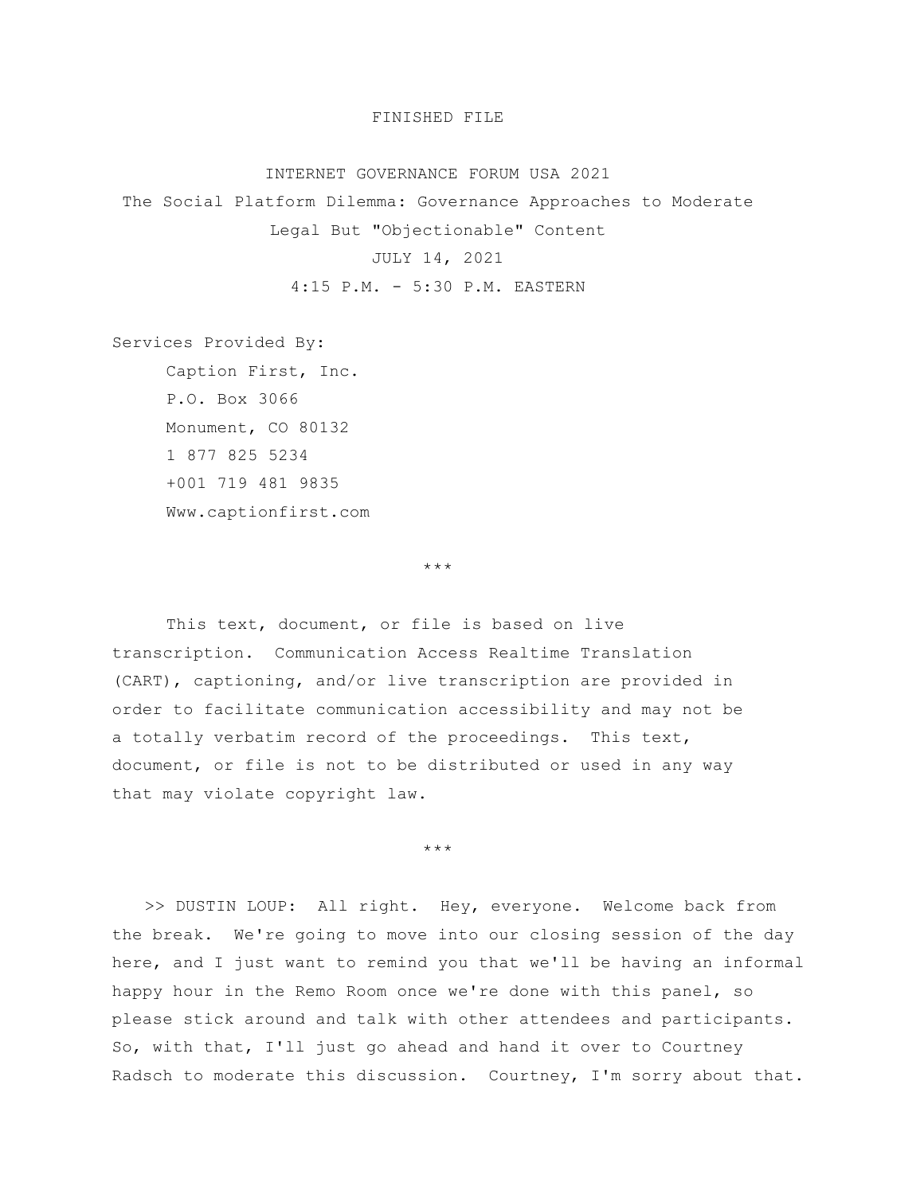FINISHED FILE

# INTERNET GOVERNANCE FORUM USA 2021

## The Social Platform Dilemma: Governance Approaches to Moderate Legal But "Objectionable" Content

JULY 14, 2021

4:15 P.M. - 5:30 P.M. EASTERN

Services Provided By:

Caption First, Inc.
P.O. Box 3066
Monument, CO 80132
1 877 825 5234
+001 719 481 9835
Www.captionfirst.com

***

This text, document, or file is based on live transcription. Communication Access Realtime Translation (CART), captioning, and/or live transcription are provided in order to facilitate communication accessibility and may not be a totally verbatim record of the proceedings. This text, document, or file is not to be distributed or used in any way that may violate copyright law.

***

>> DUSTIN LOUP: All right. Hey, everyone. Welcome back from the break. We're going to move into our closing session of the day here, and I just want to remind you that we'll be having an informal happy hour in the Remo Room once we're done with this panel, so please stick around and talk with other attendees and participants. So, with that, I'll just go ahead and hand it over to Courtney Radsch to moderate this discussion. Courtney, I'm sorry about that.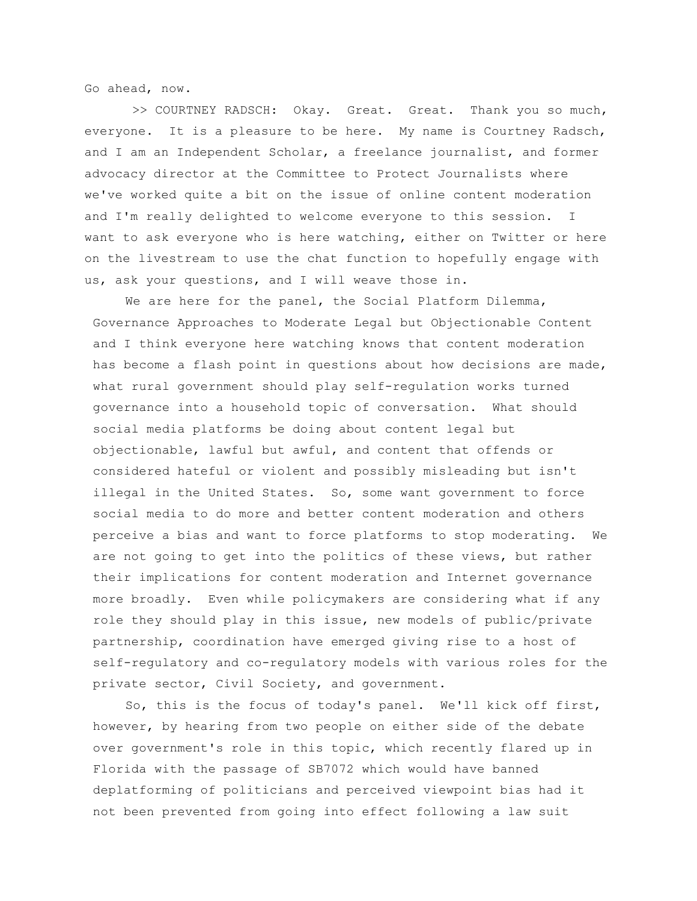Go ahead, now.

>> COURTNEY RADSCH: Okay. Great. Great. Thank you so much, everyone. It is a pleasure to be here. My name is Courtney Radsch, and I am an Independent Scholar, a freelance journalist, and former advocacy director at the Committee to Protect Journalists where we've worked quite a bit on the issue of online content moderation and I'm really delighted to welcome everyone to this session. I want to ask everyone who is here watching, either on Twitter or here on the livestream to use the chat function to hopefully engage with us, ask your questions, and I will weave those in.

We are here for the panel, the Social Platform Dilemma, Governance Approaches to Moderate Legal but Objectionable Content and I think everyone here watching knows that content moderation has become a flash point in questions about how decisions are made, what rural government should play self-regulation works turned governance into a household topic of conversation. What should social media platforms be doing about content legal but objectionable, lawful but awful, and content that offends or considered hateful or violent and possibly misleading but isn't illegal in the United States. So, some want government to force social media to do more and better content moderation and others perceive a bias and want to force platforms to stop moderating. We are not going to get into the politics of these views, but rather their implications for content moderation and Internet governance more broadly. Even while policymakers are considering what if any role they should play in this issue, new models of public/private partnership, coordination have emerged giving rise to a host of self-regulatory and co-regulatory models with various roles for the private sector, Civil Society, and government.

So, this is the focus of today's panel. We'll kick off first, however, by hearing from two people on either side of the debate over government's role in this topic, which recently flared up in Florida with the passage of SB7072 which would have banned deplatforming of politicians and perceived viewpoint bias had it not been prevented from going into effect following a law suit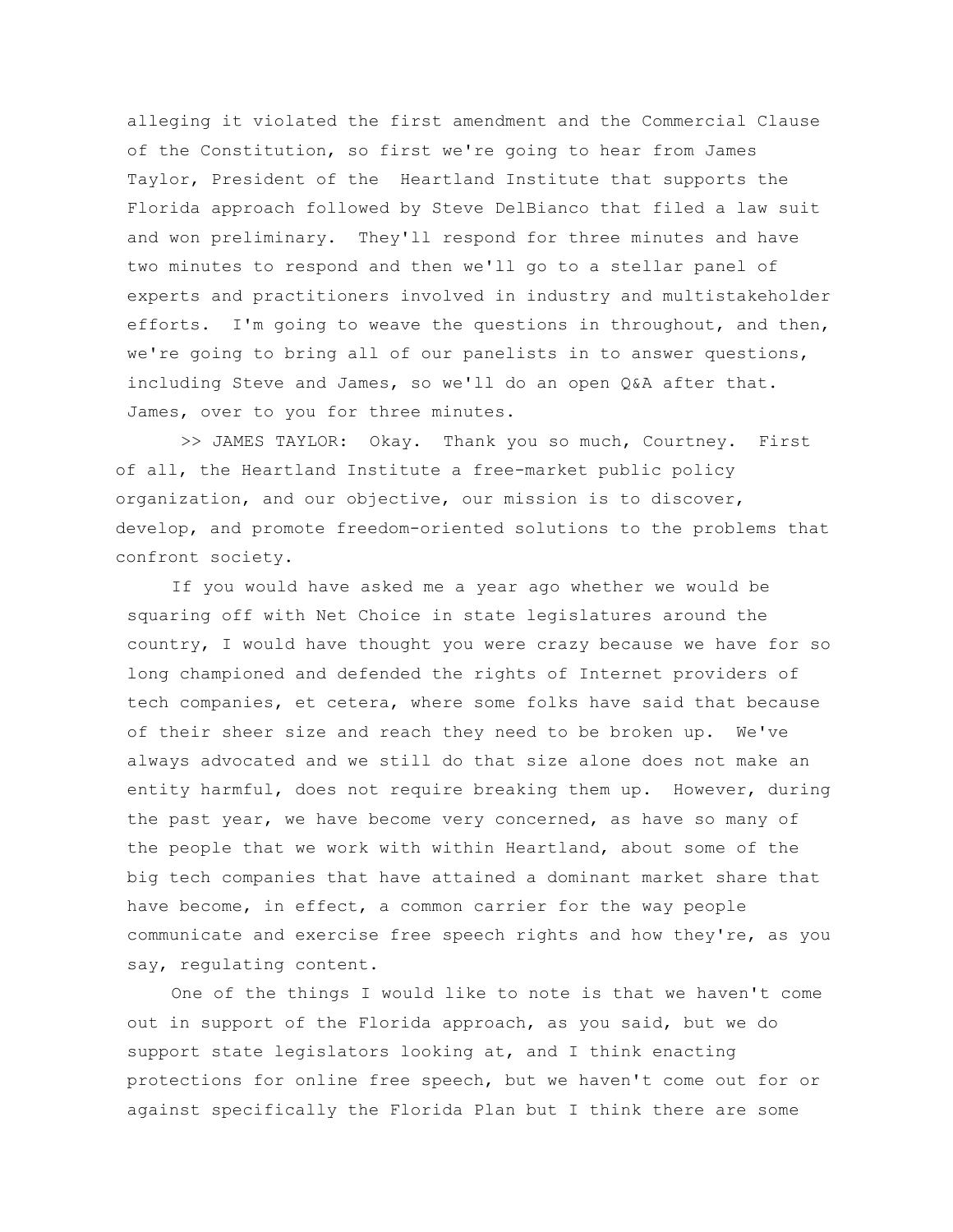alleging it violated the first amendment and the Commercial Clause of the Constitution, so first we're going to hear from James Taylor, President of the Heartland Institute that supports the Florida approach followed by Steve DelBianco that filed a law suit and won preliminary. They'll respond for three minutes and have two minutes to respond and then we'll go to a stellar panel of experts and practitioners involved in industry and multistakeholder efforts. I'm going to weave the questions in throughout, and then, we're going to bring all of our panelists in to answer questions, including Steve and James, so we'll do an open Q&A after that. James, over to you for three minutes.

>> JAMES TAYLOR: Okay. Thank you so much, Courtney. First of all, the Heartland Institute a free-market public policy organization, and our objective, our mission is to discover, develop, and promote freedom-oriented solutions to the problems that confront society.

If you would have asked me a year ago whether we would be squaring off with Net Choice in state legislatures around the country, I would have thought you were crazy because we have for so long championed and defended the rights of Internet providers of tech companies, et cetera, where some folks have said that because of their sheer size and reach they need to be broken up. We've always advocated and we still do that size alone does not make an entity harmful, does not require breaking them up. However, during the past year, we have become very concerned, as have so many of the people that we work with within Heartland, about some of the big tech companies that have attained a dominant market share that have become, in effect, a common carrier for the way people communicate and exercise free speech rights and how they're, as you say, regulating content.

One of the things I would like to note is that we haven't come out in support of the Florida approach, as you said, but we do support state legislators looking at, and I think enacting protections for online free speech, but we haven't come out for or against specifically the Florida Plan but I think there are some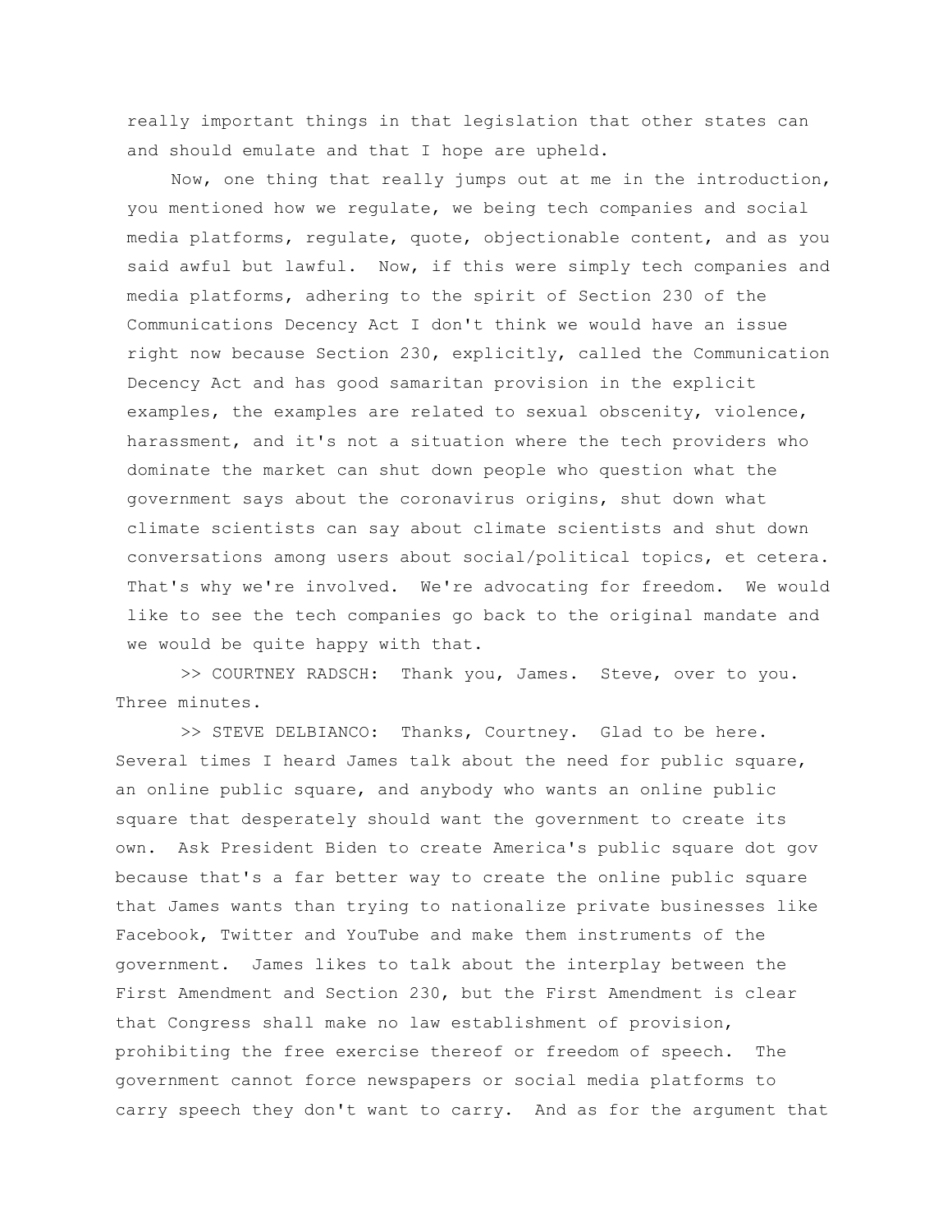really important things in that legislation that other states can and should emulate and that I hope are upheld.

Now, one thing that really jumps out at me in the introduction, you mentioned how we regulate, we being tech companies and social media platforms, regulate, quote, objectionable content, and as you said awful but lawful. Now, if this were simply tech companies and media platforms, adhering to the spirit of Section 230 of the Communications Decency Act I don't think we would have an issue right now because Section 230, explicitly, called the Communication Decency Act and has good samaritan provision in the explicit examples, the examples are related to sexual obscenity, violence, harassment, and it's not a situation where the tech providers who dominate the market can shut down people who question what the government says about the coronavirus origins, shut down what climate scientists can say about climate scientists and shut down conversations among users about social/political topics, et cetera. That's why we're involved. We're advocating for freedom. We would like to see the tech companies go back to the original mandate and we would be quite happy with that.

>> COURTNEY RADSCH: Thank you, James. Steve, over to you. Three minutes.

>> STEVE DELBIANCO: Thanks, Courtney. Glad to be here. Several times I heard James talk about the need for public square, an online public square, and anybody who wants an online public square that desperately should want the government to create its own. Ask President Biden to create America's public square dot gov because that's a far better way to create the online public square that James wants than trying to nationalize private businesses like Facebook, Twitter and YouTube and make them instruments of the government. James likes to talk about the interplay between the First Amendment and Section 230, but the First Amendment is clear that Congress shall make no law establishment of provision, prohibiting the free exercise thereof or freedom of speech. The government cannot force newspapers or social media platforms to carry speech they don't want to carry. And as for the argument that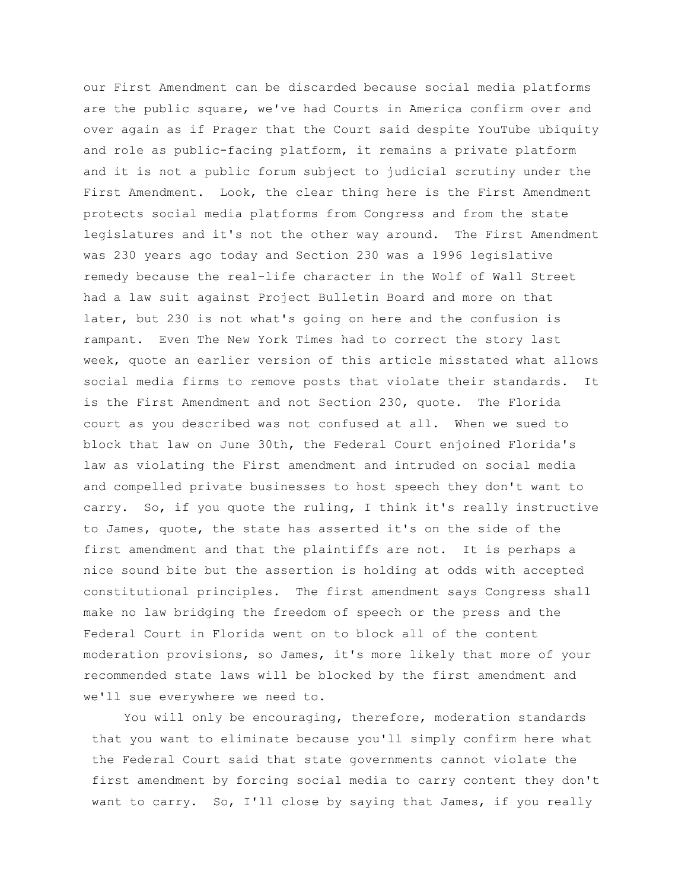our First Amendment can be discarded because social media platforms are the public square, we've had Courts in America confirm over and over again as if Prager that the Court said despite YouTube ubiquity and role as public-facing platform, it remains a private platform and it is not a public forum subject to judicial scrutiny under the First Amendment. Look, the clear thing here is the First Amendment protects social media platforms from Congress and from the state legislatures and it's not the other way around. The First Amendment was 230 years ago today and Section 230 was a 1996 legislative remedy because the real-life character in the Wolf of Wall Street had a law suit against Project Bulletin Board and more on that later, but 230 is not what's going on here and the confusion is rampant. Even The New York Times had to correct the story last week, quote an earlier version of this article misstated what allows social media firms to remove posts that violate their standards. It is the First Amendment and not Section 230, quote. The Florida court as you described was not confused at all. When we sued to block that law on June 30th, the Federal Court enjoined Florida's law as violating the First amendment and intruded on social media and compelled private businesses to host speech they don't want to carry. So, if you quote the ruling, I think it's really instructive to James, quote, the state has asserted it's on the side of the first amendment and that the plaintiffs are not. It is perhaps a nice sound bite but the assertion is holding at odds with accepted constitutional principles. The first amendment says Congress shall make no law bridging the freedom of speech or the press and the Federal Court in Florida went on to block all of the content moderation provisions, so James, it's more likely that more of your recommended state laws will be blocked by the first amendment and we'll sue everywhere we need to.

You will only be encouraging, therefore, moderation standards that you want to eliminate because you'll simply confirm here what the Federal Court said that state governments cannot violate the first amendment by forcing social media to carry content they don't want to carry. So, I'll close by saying that James, if you really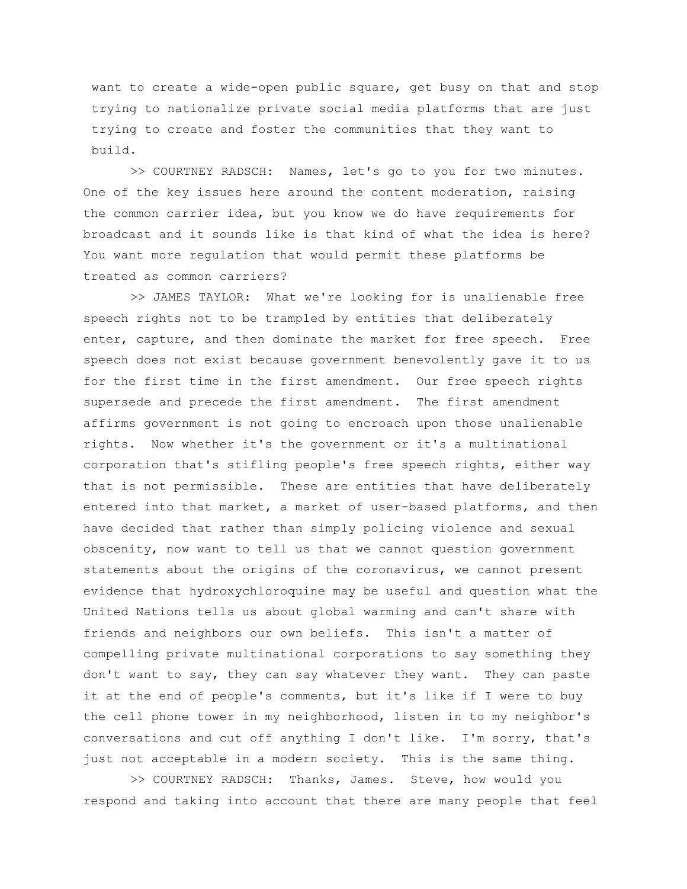want to create a wide-open public square, get busy on that and stop trying to nationalize private social media platforms that are just trying to create and foster the communities that they want to build.

>> COURTNEY RADSCH: Names, let's go to you for two minutes. One of the key issues here around the content moderation, raising the common carrier idea, but you know we do have requirements for broadcast and it sounds like is that kind of what the idea is here? You want more regulation that would permit these platforms be treated as common carriers?

>> JAMES TAYLOR: What we're looking for is unalienable free speech rights not to be trampled by entities that deliberately enter, capture, and then dominate the market for free speech. Free speech does not exist because government benevolently gave it to us for the first time in the first amendment. Our free speech rights supersede and precede the first amendment. The first amendment affirms government is not going to encroach upon those unalienable rights. Now whether it's the government or it's a multinational corporation that's stifling people's free speech rights, either way that is not permissible. These are entities that have deliberately entered into that market, a market of user-based platforms, and then have decided that rather than simply policing violence and sexual obscenity, now want to tell us that we cannot question government statements about the origins of the coronavirus, we cannot present evidence that hydroxychloroquine may be useful and question what the United Nations tells us about global warming and can't share with friends and neighbors our own beliefs. This isn't a matter of compelling private multinational corporations to say something they don't want to say, they can say whatever they want. They can paste it at the end of people's comments, but it's like if I were to buy the cell phone tower in my neighborhood, listen in to my neighbor's conversations and cut off anything I don't like. I'm sorry, that's just not acceptable in a modern society. This is the same thing.

>> COURTNEY RADSCH: Thanks, James. Steve, how would you respond and taking into account that there are many people that feel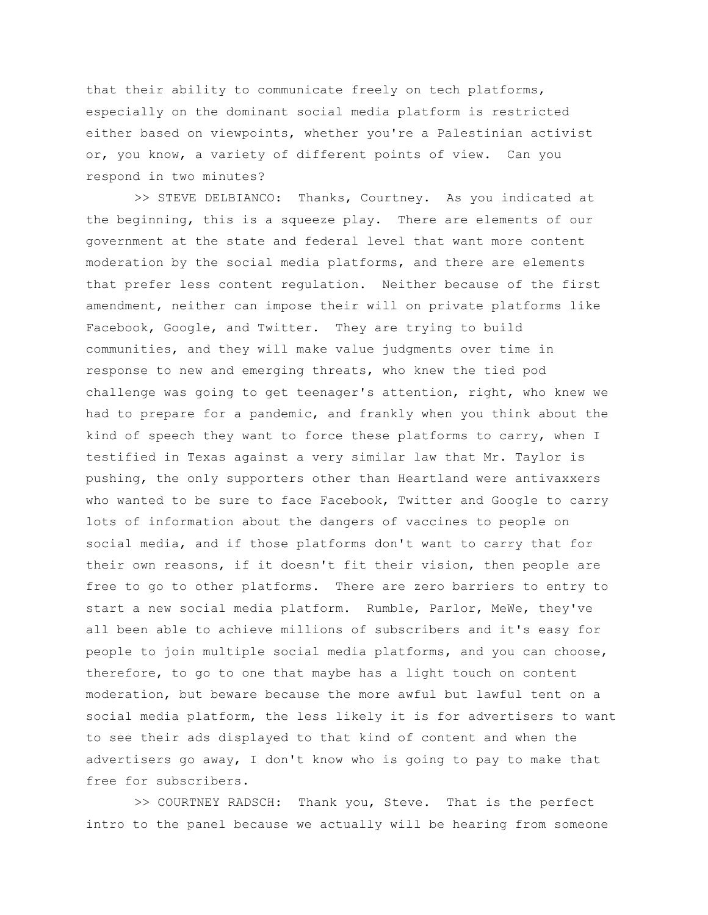that their ability to communicate freely on tech platforms, especially on the dominant social media platform is restricted either based on viewpoints, whether you're a Palestinian activist or, you know, a variety of different points of view. Can you respond in two minutes?

>> STEVE DELBIANCO: Thanks, Courtney. As you indicated at the beginning, this is a squeeze play. There are elements of our government at the state and federal level that want more content moderation by the social media platforms, and there are elements that prefer less content regulation. Neither because of the first amendment, neither can impose their will on private platforms like Facebook, Google, and Twitter. They are trying to build communities, and they will make value judgments over time in response to new and emerging threats, who knew the tied pod challenge was going to get teenager's attention, right, who knew we had to prepare for a pandemic, and frankly when you think about the kind of speech they want to force these platforms to carry, when I testified in Texas against a very similar law that Mr. Taylor is pushing, the only supporters other than Heartland were antivaxxers who wanted to be sure to face Facebook, Twitter and Google to carry lots of information about the dangers of vaccines to people on social media, and if those platforms don't want to carry that for their own reasons, if it doesn't fit their vision, then people are free to go to other platforms. There are zero barriers to entry to start a new social media platform. Rumble, Parlor, MeWe, they've all been able to achieve millions of subscribers and it's easy for people to join multiple social media platforms, and you can choose, therefore, to go to one that maybe has a light touch on content moderation, but beware because the more awful but lawful tent on a social media platform, the less likely it is for advertisers to want to see their ads displayed to that kind of content and when the advertisers go away, I don't know who is going to pay to make that free for subscribers.

>> COURTNEY RADSCH: Thank you, Steve. That is the perfect intro to the panel because we actually will be hearing from someone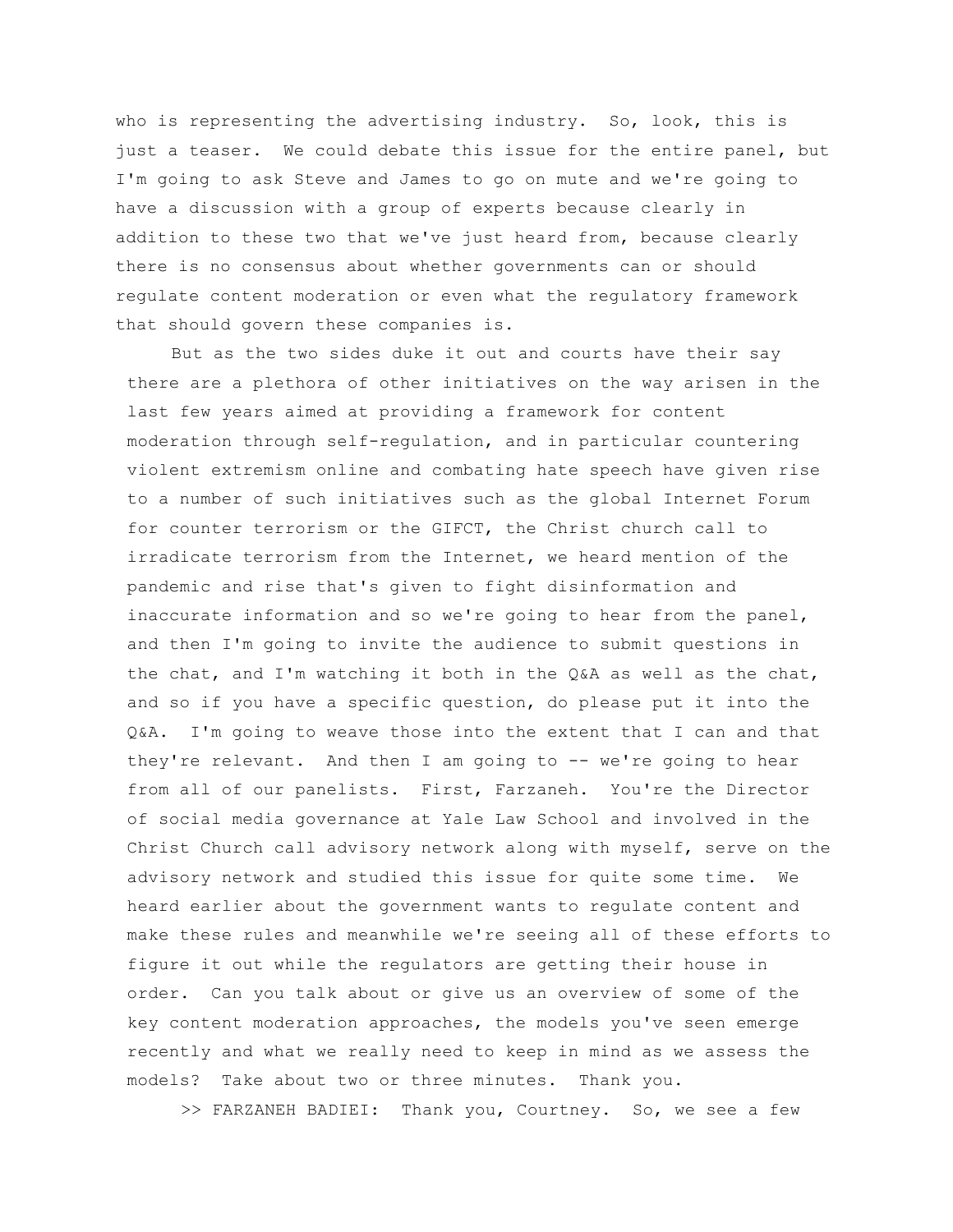who is representing the advertising industry.  So, look, this is just a teaser.  We could debate this issue for the entire panel, but I'm going to ask Steve and James to go on mute and we're going to have a discussion with a group of experts because clearly in addition to these two that we've just heard from, because clearly there is no consensus about whether governments can or should regulate content moderation or even what the regulatory framework that should govern these companies is.

But as the two sides duke it out and courts have their say there are a plethora of other initiatives on the way arisen in the last few years aimed at providing a framework for content moderation through self-regulation, and in particular countering violent extremism online and combating hate speech have given rise to a number of such initiatives such as the global Internet Forum for counter terrorism or the GIFCT, the Christ church call to irradicate terrorism from the Internet, we heard mention of the pandemic and rise that's given to fight disinformation and inaccurate information and so we're going to hear from the panel, and then I'm going to invite the audience to submit questions in the chat, and I'm watching it both in the Q&A as well as the chat, and so if you have a specific question, do please put it into the Q&A.  I'm going to weave those into the extent that I can and that they're relevant.  And then I am going to -- we're going to hear from all of our panelists.  First, Farzaneh.  You're the Director of social media governance at Yale Law School and involved in the Christ Church call advisory network along with myself, serve on the advisory network and studied this issue for quite some time.  We heard earlier about the government wants to regulate content and make these rules and meanwhile we're seeing all of these efforts to figure it out while the regulators are getting their house in order.  Can you talk about or give us an overview of some of the key content moderation approaches, the models you've seen emerge recently and what we really need to keep in mind as we assess the models?  Take about two or three minutes.  Thank you.

>> FARZANEH BADIEI:  Thank you, Courtney.  So, we see a few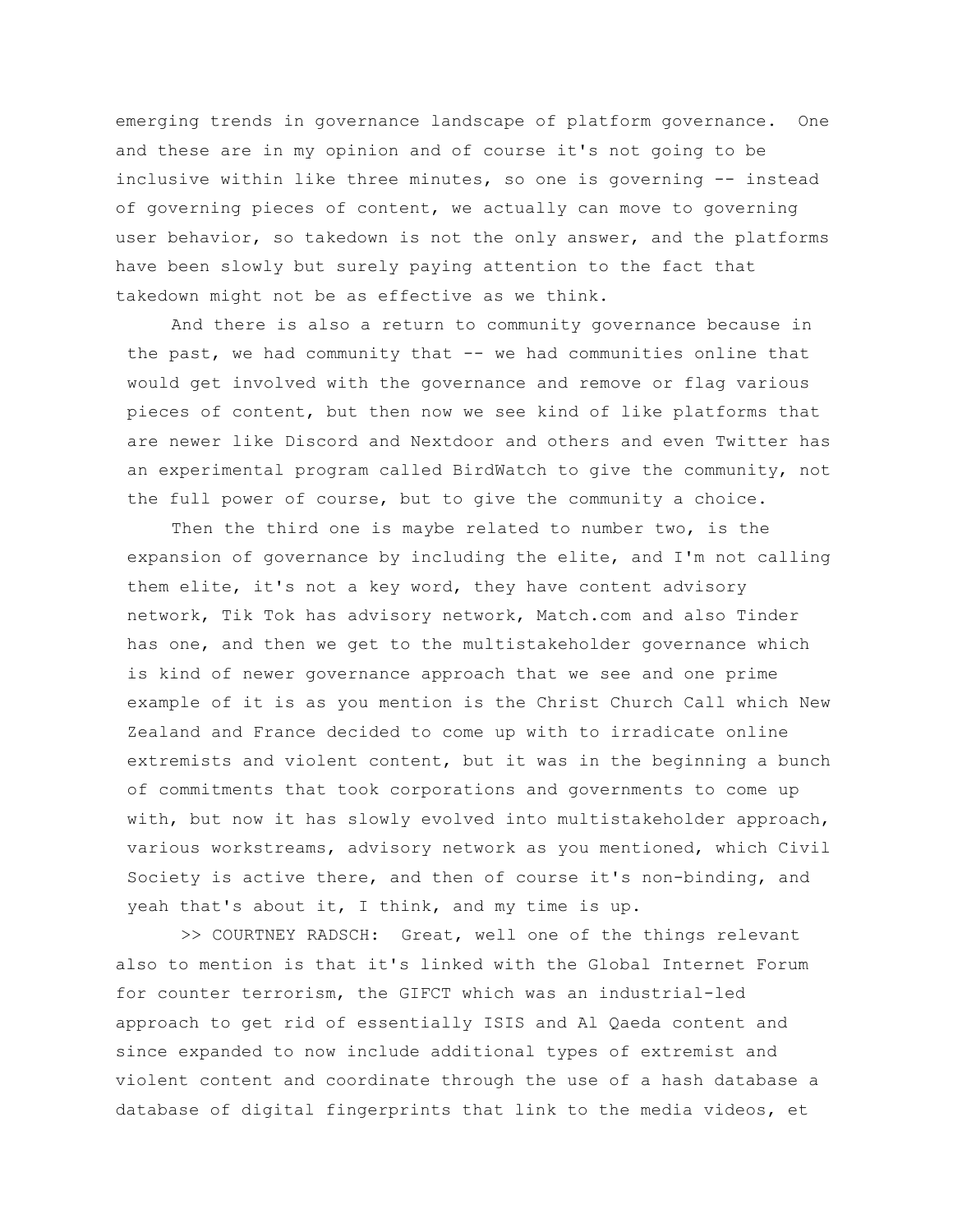emerging trends in governance landscape of platform governance. One and these are in my opinion and of course it's not going to be inclusive within like three minutes, so one is governing -- instead of governing pieces of content, we actually can move to governing user behavior, so takedown is not the only answer, and the platforms have been slowly but surely paying attention to the fact that takedown might not be as effective as we think.

And there is also a return to community governance because in the past, we had community that -- we had communities online that would get involved with the governance and remove or flag various pieces of content, but then now we see kind of like platforms that are newer like Discord and Nextdoor and others and even Twitter has an experimental program called BirdWatch to give the community, not the full power of course, but to give the community a choice.

Then the third one is maybe related to number two, is the expansion of governance by including the elite, and I'm not calling them elite, it's not a key word, they have content advisory network, Tik Tok has advisory network, Match.com and also Tinder has one, and then we get to the multistakeholder governance which is kind of newer governance approach that we see and one prime example of it is as you mention is the Christ Church Call which New Zealand and France decided to come up with to irradicate online extremists and violent content, but it was in the beginning a bunch of commitments that took corporations and governments to come up with, but now it has slowly evolved into multistakeholder approach, various workstreams, advisory network as you mentioned, which Civil Society is active there, and then of course it's non-binding, and yeah that's about it, I think, and my time is up.

>> COURTNEY RADSCH: Great, well one of the things relevant also to mention is that it's linked with the Global Internet Forum for counter terrorism, the GIFCT which was an industrial-led approach to get rid of essentially ISIS and Al Qaeda content and since expanded to now include additional types of extremist and violent content and coordinate through the use of a hash database a database of digital fingerprints that link to the media videos, et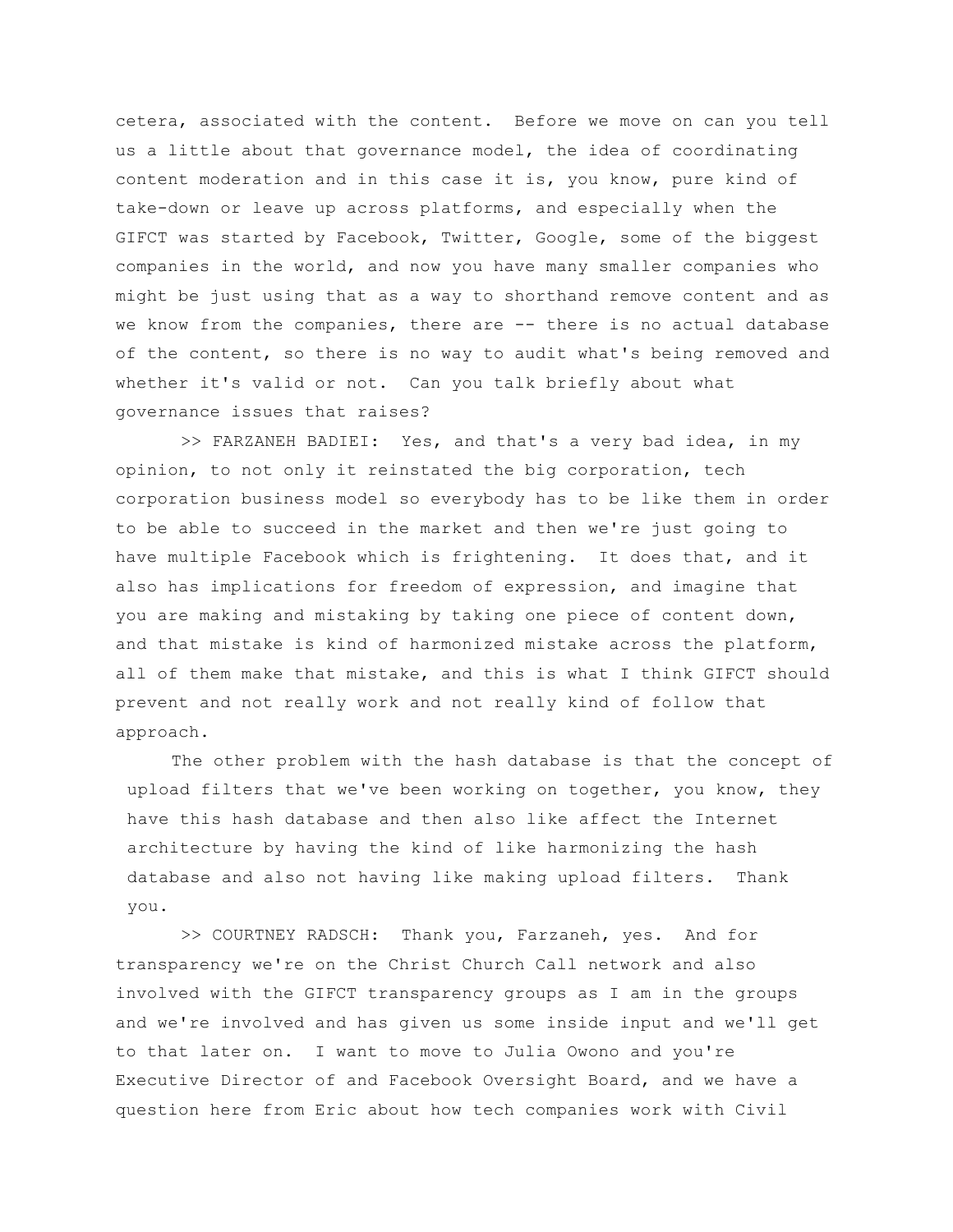cetera, associated with the content. Before we move on can you tell us a little about that governance model, the idea of coordinating content moderation and in this case it is, you know, pure kind of take-down or leave up across platforms, and especially when the GIFCT was started by Facebook, Twitter, Google, some of the biggest companies in the world, and now you have many smaller companies who might be just using that as a way to shorthand remove content and as we know from the companies, there are -- there is no actual database of the content, so there is no way to audit what's being removed and whether it's valid or not. Can you talk briefly about what governance issues that raises?

>> FARZANEH BADIEI: Yes, and that's a very bad idea, in my opinion, to not only it reinstated the big corporation, tech corporation business model so everybody has to be like them in order to be able to succeed in the market and then we're just going to have multiple Facebook which is frightening. It does that, and it also has implications for freedom of expression, and imagine that you are making and mistaking by taking one piece of content down, and that mistake is kind of harmonized mistake across the platform, all of them make that mistake, and this is what I think GIFCT should prevent and not really work and not really kind of follow that approach.

The other problem with the hash database is that the concept of upload filters that we've been working on together, you know, they have this hash database and then also like affect the Internet architecture by having the kind of like harmonizing the hash database and also not having like making upload filters. Thank you.

>> COURTNEY RADSCH: Thank you, Farzaneh, yes. And for transparency we're on the Christ Church Call network and also involved with the GIFCT transparency groups as I am in the groups and we're involved and has given us some inside input and we'll get to that later on. I want to move to Julia Owono and you're Executive Director of and Facebook Oversight Board, and we have a question here from Eric about how tech companies work with Civil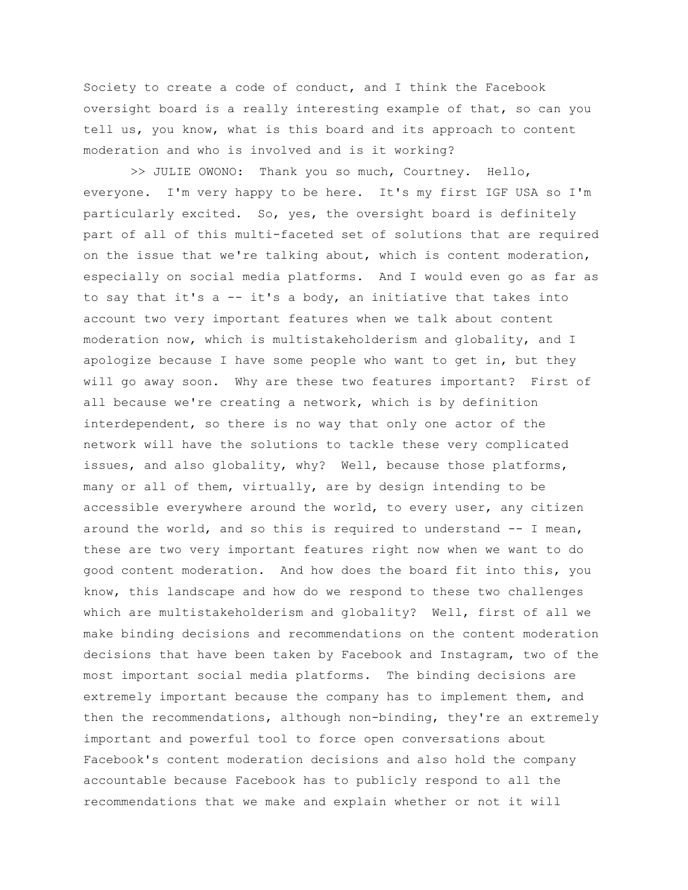Society to create a code of conduct, and I think the Facebook oversight board is a really interesting example of that, so can you tell us, you know, what is this board and its approach to content moderation and who is involved and is it working?

>> JULIE OWONO: Thank you so much, Courtney. Hello, everyone. I'm very happy to be here. It's my first IGF USA so I'm particularly excited. So, yes, the oversight board is definitely part of all of this multi-faceted set of solutions that are required on the issue that we're talking about, which is content moderation, especially on social media platforms. And I would even go as far as to say that it's a -- it's a body, an initiative that takes into account two very important features when we talk about content moderation now, which is multistakeholderism and globality, and I apologize because I have some people who want to get in, but they will go away soon. Why are these two features important? First of all because we're creating a network, which is by definition interdependent, so there is no way that only one actor of the network will have the solutions to tackle these very complicated issues, and also globality, why? Well, because those platforms, many or all of them, virtually, are by design intending to be accessible everywhere around the world, to every user, any citizen around the world, and so this is required to understand -- I mean, these are two very important features right now when we want to do good content moderation. And how does the board fit into this, you know, this landscape and how do we respond to these two challenges which are multistakeholderism and globality? Well, first of all we make binding decisions and recommendations on the content moderation decisions that have been taken by Facebook and Instagram, two of the most important social media platforms. The binding decisions are extremely important because the company has to implement them, and then the recommendations, although non-binding, they're an extremely important and powerful tool to force open conversations about Facebook's content moderation decisions and also hold the company accountable because Facebook has to publicly respond to all the recommendations that we make and explain whether or not it will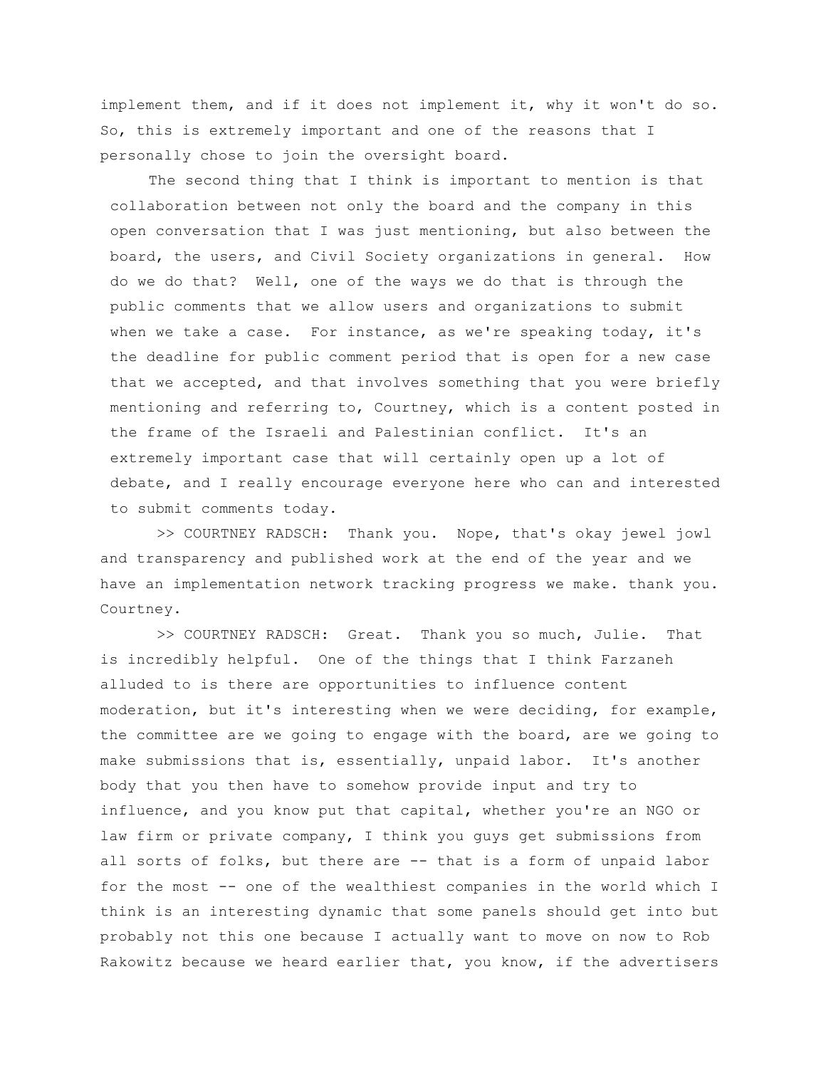implement them, and if it does not implement it, why it won't do so. So, this is extremely important and one of the reasons that I personally chose to join the oversight board.

The second thing that I think is important to mention is that collaboration between not only the board and the company in this open conversation that I was just mentioning, but also between the board, the users, and Civil Society organizations in general. How do we do that? Well, one of the ways we do that is through the public comments that we allow users and organizations to submit when we take a case. For instance, as we're speaking today, it's the deadline for public comment period that is open for a new case that we accepted, and that involves something that you were briefly mentioning and referring to, Courtney, which is a content posted in the frame of the Israeli and Palestinian conflict. It's an extremely important case that will certainly open up a lot of debate, and I really encourage everyone here who can and interested to submit comments today.

>> COURTNEY RADSCH: Thank you. Nope, that's okay jewel jowl and transparency and published work at the end of the year and we have an implementation network tracking progress we make. thank you. Courtney.

>> COURTNEY RADSCH: Great. Thank you so much, Julie. That is incredibly helpful. One of the things that I think Farzaneh alluded to is there are opportunities to influence content moderation, but it's interesting when we were deciding, for example, the committee are we going to engage with the board, are we going to make submissions that is, essentially, unpaid labor. It's another body that you then have to somehow provide input and try to influence, and you know put that capital, whether you're an NGO or law firm or private company, I think you guys get submissions from all sorts of folks, but there are -- that is a form of unpaid labor for the most -- one of the wealthiest companies in the world which I think is an interesting dynamic that some panels should get into but probably not this one because I actually want to move on now to Rob Rakowitz because we heard earlier that, you know, if the advertisers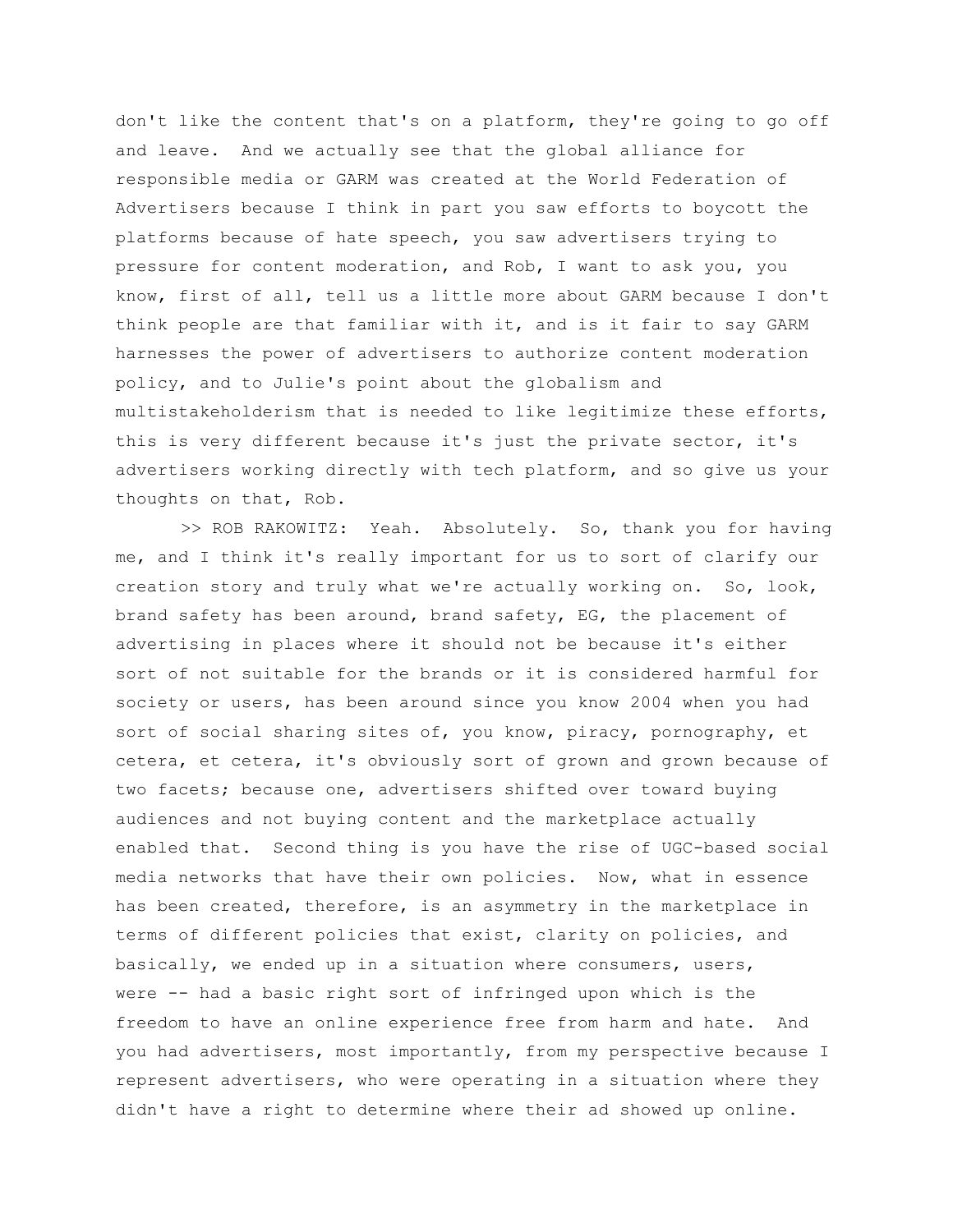don't like the content that's on a platform, they're going to go off and leave. And we actually see that the global alliance for responsible media or GARM was created at the World Federation of Advertisers because I think in part you saw efforts to boycott the platforms because of hate speech, you saw advertisers trying to pressure for content moderation, and Rob, I want to ask you, you know, first of all, tell us a little more about GARM because I don't think people are that familiar with it, and is it fair to say GARM harnesses the power of advertisers to authorize content moderation policy, and to Julie's point about the globalism and multistakeholderism that is needed to like legitimize these efforts, this is very different because it's just the private sector, it's advertisers working directly with tech platform, and so give us your thoughts on that, Rob.

>> ROB RAKOWITZ: Yeah. Absolutely. So, thank you for having me, and I think it's really important for us to sort of clarify our creation story and truly what we're actually working on. So, look, brand safety has been around, brand safety, EG, the placement of advertising in places where it should not be because it's either sort of not suitable for the brands or it is considered harmful for society or users, has been around since you know 2004 when you had sort of social sharing sites of, you know, piracy, pornography, et cetera, et cetera, it's obviously sort of grown and grown because of two facets; because one, advertisers shifted over toward buying audiences and not buying content and the marketplace actually enabled that. Second thing is you have the rise of UGC-based social media networks that have their own policies. Now, what in essence has been created, therefore, is an asymmetry in the marketplace in terms of different policies that exist, clarity on policies, and basically, we ended up in a situation where consumers, users, were -- had a basic right sort of infringed upon which is the freedom to have an online experience free from harm and hate. And you had advertisers, most importantly, from my perspective because I represent advertisers, who were operating in a situation where they didn't have a right to determine where their ad showed up online.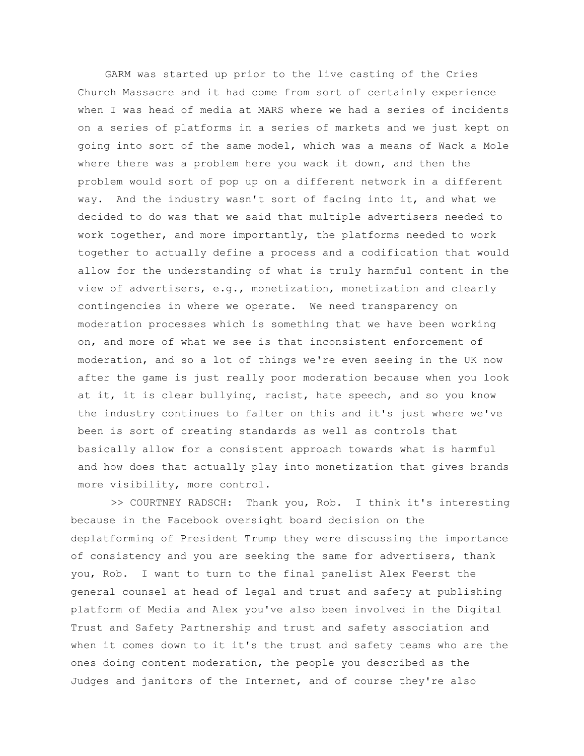GARM was started up prior to the live casting of the Cries Church Massacre and it had come from sort of certainly experience when I was head of media at MARS where we had a series of incidents on a series of platforms in a series of markets and we just kept on going into sort of the same model, which was a means of Wack a Mole where there was a problem here you wack it down, and then the problem would sort of pop up on a different network in a different way. And the industry wasn't sort of facing into it, and what we decided to do was that we said that multiple advertisers needed to work together, and more importantly, the platforms needed to work together to actually define a process and a codification that would allow for the understanding of what is truly harmful content in the view of advertisers, e.g., monetization, monetization and clearly contingencies in where we operate. We need transparency on moderation processes which is something that we have been working on, and more of what we see is that inconsistent enforcement of moderation, and so a lot of things we're even seeing in the UK now after the game is just really poor moderation because when you look at it, it is clear bullying, racist, hate speech, and so you know the industry continues to falter on this and it's just where we've been is sort of creating standards as well as controls that basically allow for a consistent approach towards what is harmful and how does that actually play into monetization that gives brands more visibility, more control.

>> COURTNEY RADSCH: Thank you, Rob. I think it's interesting because in the Facebook oversight board decision on the deplatforming of President Trump they were discussing the importance of consistency and you are seeking the same for advertisers, thank you, Rob. I want to turn to the final panelist Alex Feerst the general counsel at head of legal and trust and safety at publishing platform of Media and Alex you've also been involved in the Digital Trust and Safety Partnership and trust and safety association and when it comes down to it it's the trust and safety teams who are the ones doing content moderation, the people you described as the Judges and janitors of the Internet, and of course they're also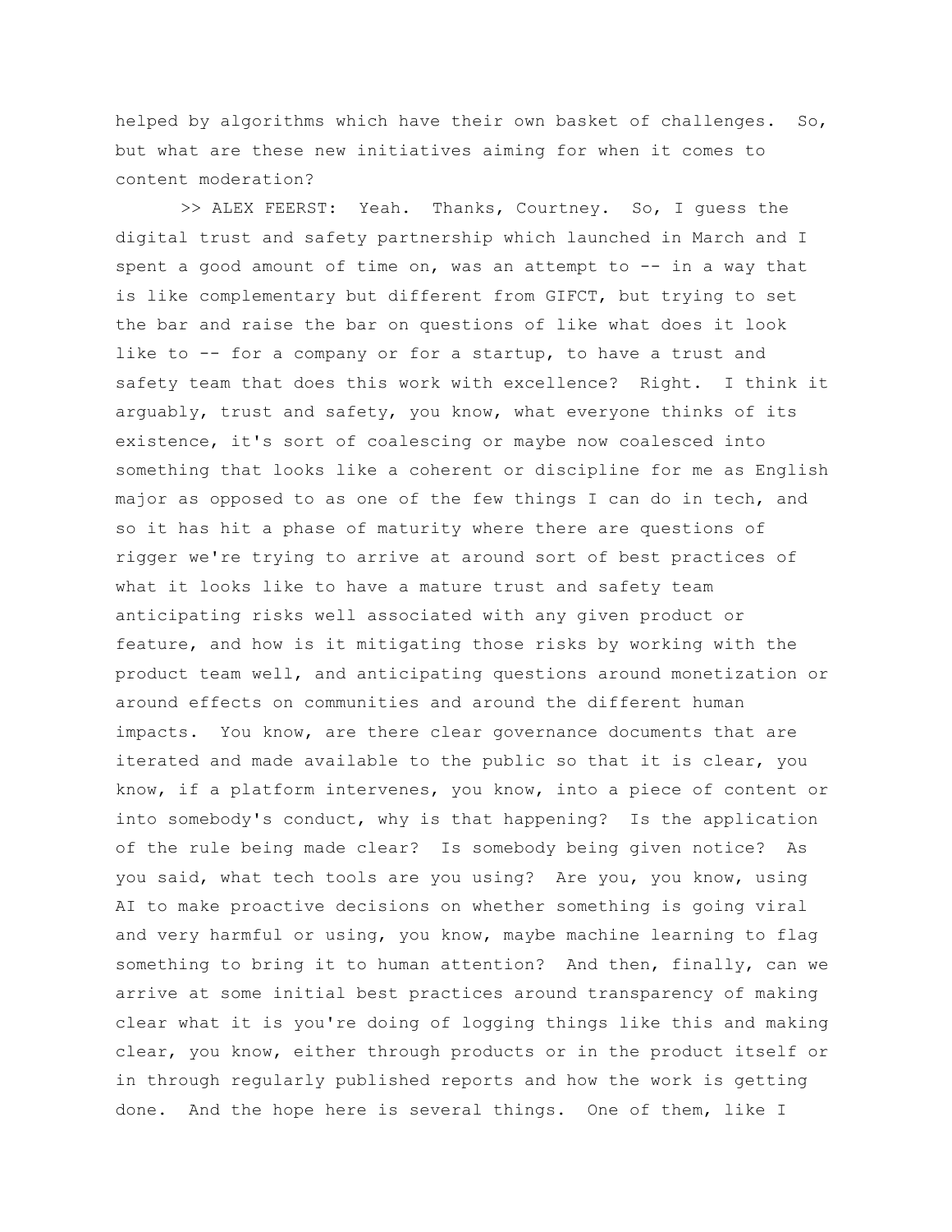helped by algorithms which have their own basket of challenges. So, but what are these new initiatives aiming for when it comes to content moderation?

>> ALEX FEERST: Yeah. Thanks, Courtney. So, I guess the digital trust and safety partnership which launched in March and I spent a good amount of time on, was an attempt to -- in a way that is like complementary but different from GIFCT, but trying to set the bar and raise the bar on questions of like what does it look like to -- for a company or for a startup, to have a trust and safety team that does this work with excellence? Right. I think it arguably, trust and safety, you know, what everyone thinks of its existence, it's sort of coalescing or maybe now coalesced into something that looks like a coherent or discipline for me as English major as opposed to as one of the few things I can do in tech, and so it has hit a phase of maturity where there are questions of rigger we're trying to arrive at around sort of best practices of what it looks like to have a mature trust and safety team anticipating risks well associated with any given product or feature, and how is it mitigating those risks by working with the product team well, and anticipating questions around monetization or around effects on communities and around the different human impacts. You know, are there clear governance documents that are iterated and made available to the public so that it is clear, you know, if a platform intervenes, you know, into a piece of content or into somebody's conduct, why is that happening? Is the application of the rule being made clear? Is somebody being given notice? As you said, what tech tools are you using? Are you, you know, using AI to make proactive decisions on whether something is going viral and very harmful or using, you know, maybe machine learning to flag something to bring it to human attention? And then, finally, can we arrive at some initial best practices around transparency of making clear what it is you're doing of logging things like this and making clear, you know, either through products or in the product itself or in through regularly published reports and how the work is getting done. And the hope here is several things. One of them, like I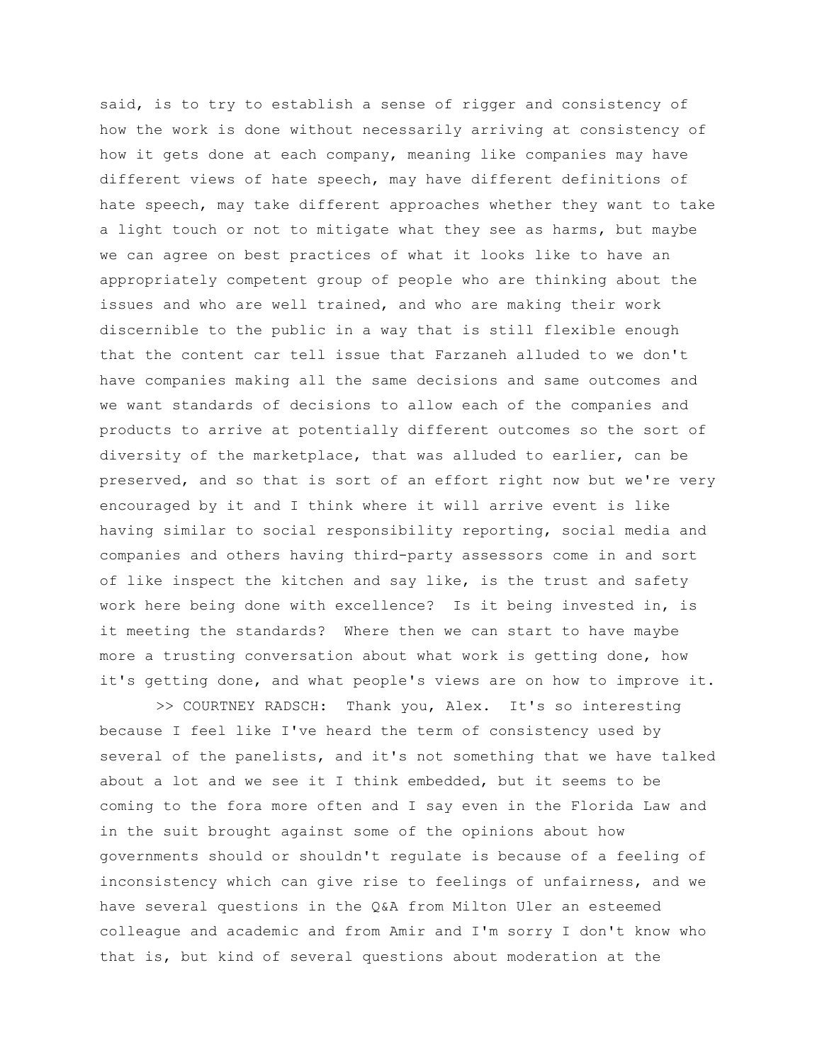said, is to try to establish a sense of rigger and consistency of how the work is done without necessarily arriving at consistency of how it gets done at each company, meaning like companies may have different views of hate speech, may have different definitions of hate speech, may take different approaches whether they want to take a light touch or not to mitigate what they see as harms, but maybe we can agree on best practices of what it looks like to have an appropriately competent group of people who are thinking about the issues and who are well trained, and who are making their work discernible to the public in a way that is still flexible enough that the content car tell issue that Farzaneh alluded to we don't have companies making all the same decisions and same outcomes and we want standards of decisions to allow each of the companies and products to arrive at potentially different outcomes so the sort of diversity of the marketplace, that was alluded to earlier, can be preserved, and so that is sort of an effort right now but we're very encouraged by it and I think where it will arrive event is like having similar to social responsibility reporting, social media and companies and others having third-party assessors come in and sort of like inspect the kitchen and say like, is the trust and safety work here being done with excellence? Is it being invested in, is it meeting the standards? Where then we can start to have maybe more a trusting conversation about what work is getting done, how it's getting done, and what people's views are on how to improve it.

>> COURTNEY RADSCH: Thank you, Alex. It's so interesting because I feel like I've heard the term of consistency used by several of the panelists, and it's not something that we have talked about a lot and we see it I think embedded, but it seems to be coming to the fora more often and I say even in the Florida Law and in the suit brought against some of the opinions about how governments should or shouldn't regulate is because of a feeling of inconsistency which can give rise to feelings of unfairness, and we have several questions in the Q&A from Milton Uler an esteemed colleague and academic and from Amir and I'm sorry I don't know who that is, but kind of several questions about moderation at the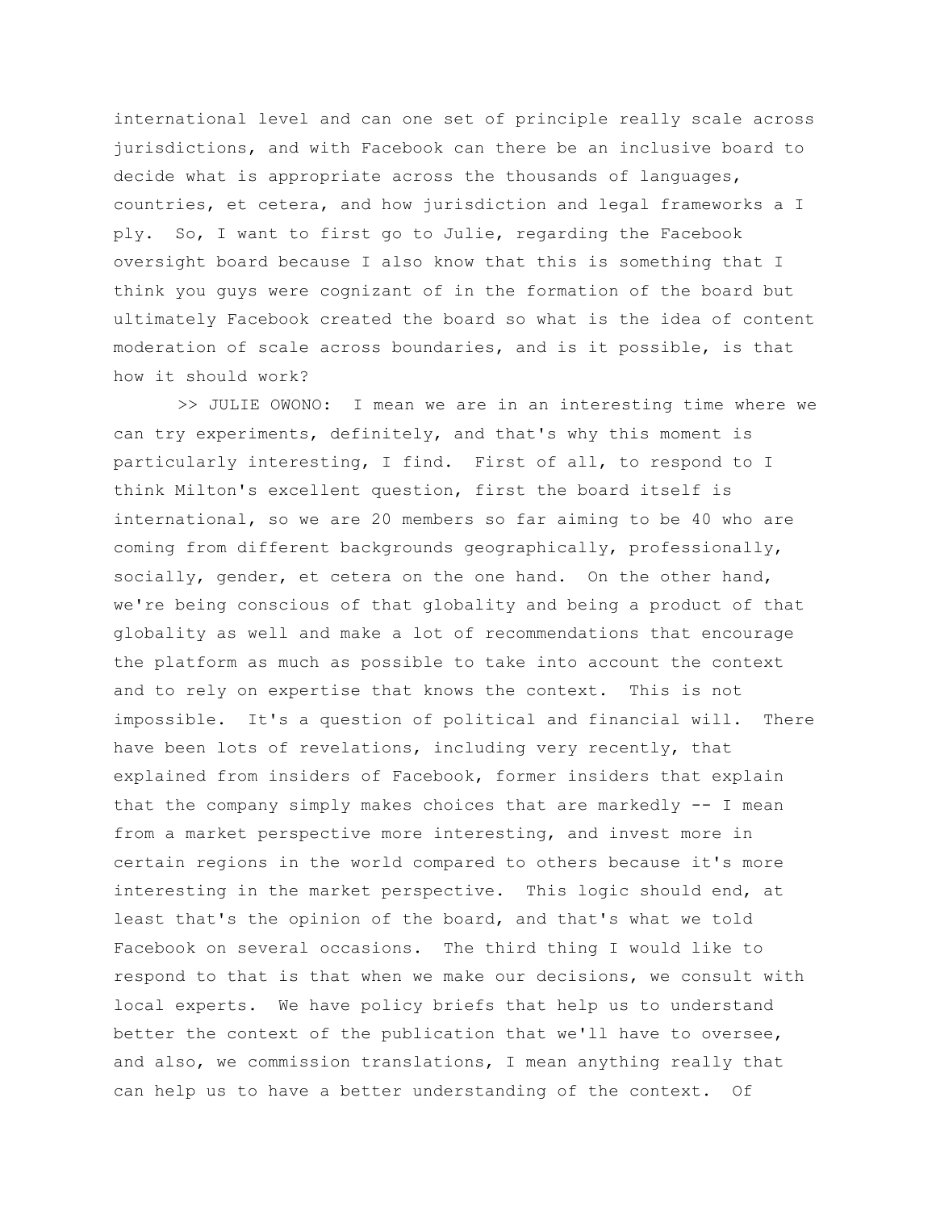international level and can one set of principle really scale across jurisdictions, and with Facebook can there be an inclusive board to decide what is appropriate across the thousands of languages, countries, et cetera, and how jurisdiction and legal frameworks a I ply.  So, I want to first go to Julie, regarding the Facebook oversight board because I also know that this is something that I think you guys were cognizant of in the formation of the board but ultimately Facebook created the board so what is the idea of content moderation of scale across boundaries, and is it possible, is that how it should work?

>> JULIE OWONO:  I mean we are in an interesting time where we can try experiments, definitely, and that's why this moment is particularly interesting, I find.  First of all, to respond to I think Milton's excellent question, first the board itself is international, so we are 20 members so far aiming to be 40 who are coming from different backgrounds geographically, professionally, socially, gender, et cetera on the one hand.  On the other hand, we're being conscious of that globality and being a product of that globality as well and make a lot of recommendations that encourage the platform as much as possible to take into account the context and to rely on expertise that knows the context.  This is not impossible.  It's a question of political and financial will.  There have been lots of revelations, including very recently, that explained from insiders of Facebook, former insiders that explain that the company simply makes choices that are markedly -- I mean from a market perspective more interesting, and invest more in certain regions in the world compared to others because it's more interesting in the market perspective.  This logic should end, at least that's the opinion of the board, and that's what we told Facebook on several occasions.  The third thing I would like to respond to that is that when we make our decisions, we consult with local experts.  We have policy briefs that help us to understand better the context of the publication that we'll have to oversee, and also, we commission translations, I mean anything really that can help us to have a better understanding of the context.  Of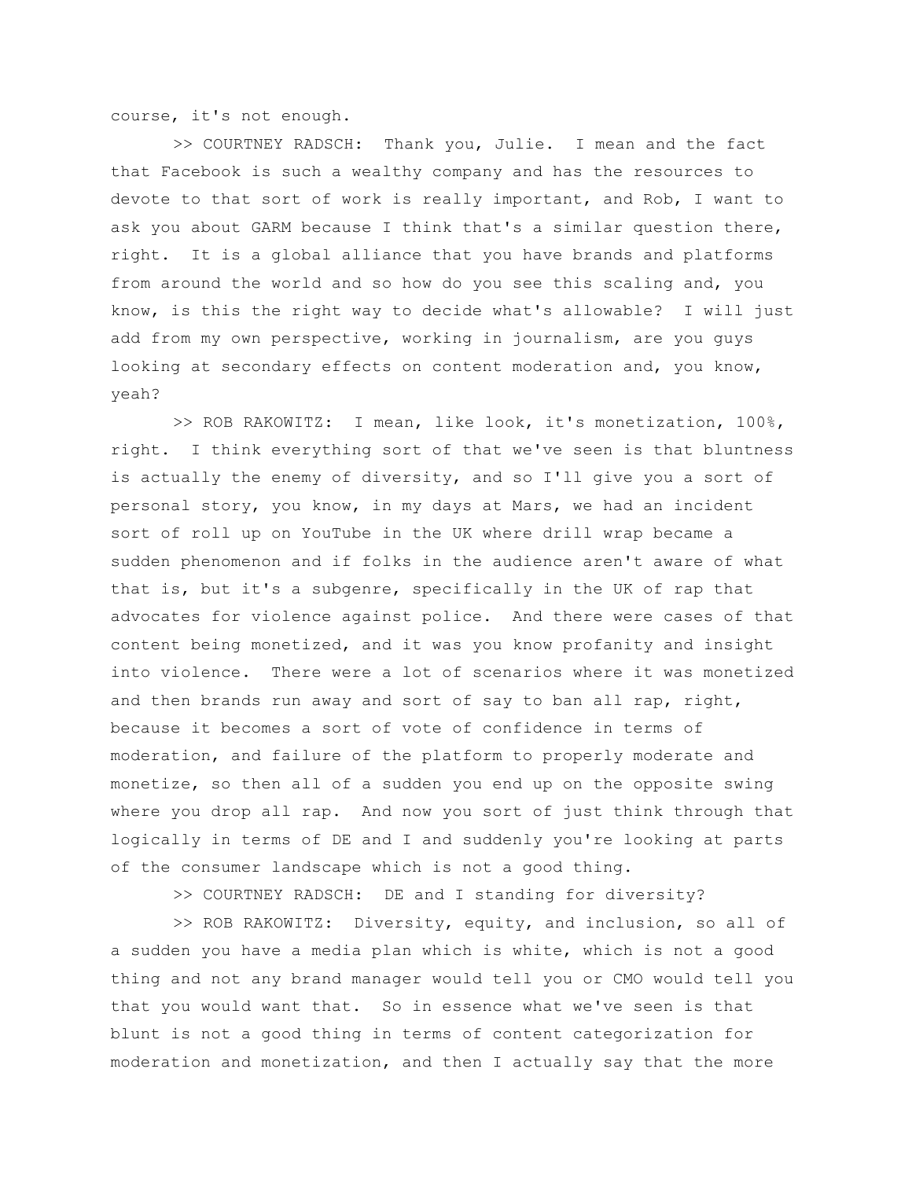course, it's not enough.

>> COURTNEY RADSCH: Thank you, Julie. I mean and the fact that Facebook is such a wealthy company and has the resources to devote to that sort of work is really important, and Rob, I want to ask you about GARM because I think that's a similar question there, right. It is a global alliance that you have brands and platforms from around the world and so how do you see this scaling and, you know, is this the right way to decide what's allowable? I will just add from my own perspective, working in journalism, are you guys looking at secondary effects on content moderation and, you know, yeah?

>> ROB RAKOWITZ: I mean, like look, it's monetization, 100%, right. I think everything sort of that we've seen is that bluntness is actually the enemy of diversity, and so I'll give you a sort of personal story, you know, in my days at Mars, we had an incident sort of roll up on YouTube in the UK where drill wrap became a sudden phenomenon and if folks in the audience aren't aware of what that is, but it's a subgenre, specifically in the UK of rap that advocates for violence against police. And there were cases of that content being monetized, and it was you know profanity and insight into violence. There were a lot of scenarios where it was monetized and then brands run away and sort of say to ban all rap, right, because it becomes a sort of vote of confidence in terms of moderation, and failure of the platform to properly moderate and monetize, so then all of a sudden you end up on the opposite swing where you drop all rap. And now you sort of just think through that logically in terms of DE and I and suddenly you're looking at parts of the consumer landscape which is not a good thing.

>> COURTNEY RADSCH: DE and I standing for diversity?

>> ROB RAKOWITZ: Diversity, equity, and inclusion, so all of a sudden you have a media plan which is white, which is not a good thing and not any brand manager would tell you or CMO would tell you that you would want that. So in essence what we've seen is that blunt is not a good thing in terms of content categorization for moderation and monetization, and then I actually say that the more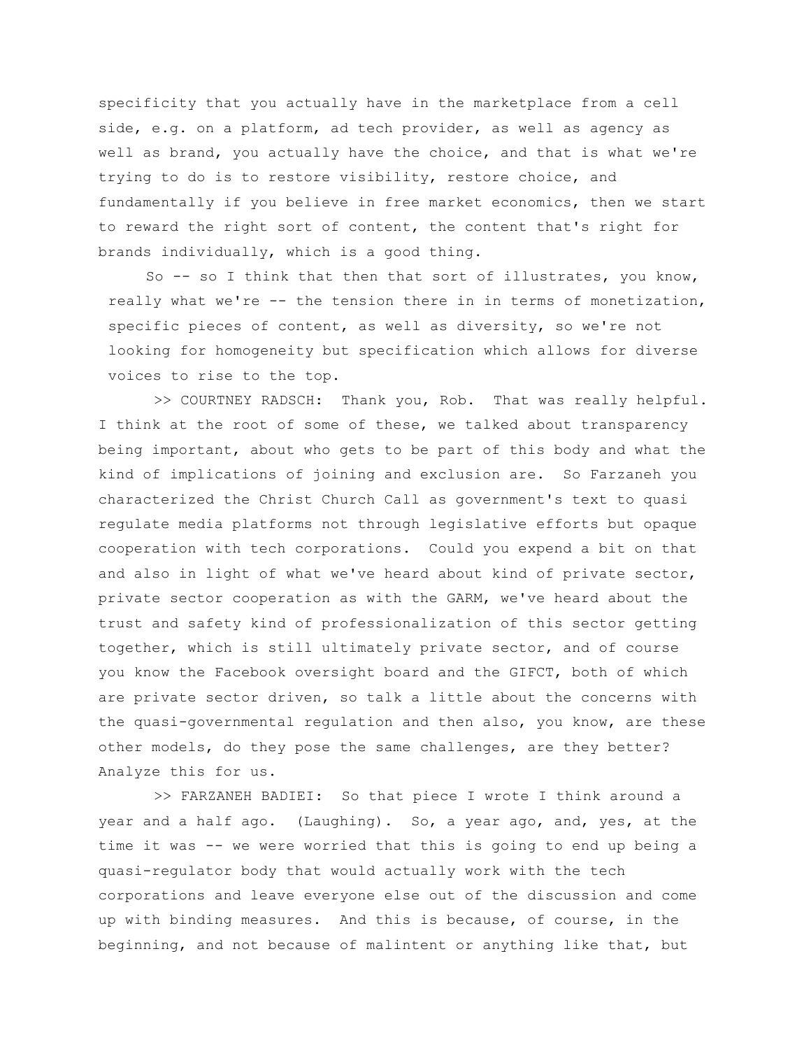specificity that you actually have in the marketplace from a cell side, e.g. on a platform, ad tech provider, as well as agency as well as brand, you actually have the choice, and that is what we're trying to do is to restore visibility, restore choice, and fundamentally if you believe in free market economics, then we start to reward the right sort of content, the content that's right for brands individually, which is a good thing.

So -- so I think that then that sort of illustrates, you know, really what we're -- the tension there in in terms of monetization, specific pieces of content, as well as diversity, so we're not looking for homogeneity but specification which allows for diverse voices to rise to the top.

>> COURTNEY RADSCH: Thank you, Rob. That was really helpful. I think at the root of some of these, we talked about transparency being important, about who gets to be part of this body and what the kind of implications of joining and exclusion are. So Farzaneh you characterized the Christ Church Call as government's text to quasi regulate media platforms not through legislative efforts but opaque cooperation with tech corporations. Could you expend a bit on that and also in light of what we've heard about kind of private sector, private sector cooperation as with the GARM, we've heard about the trust and safety kind of professionalization of this sector getting together, which is still ultimately private sector, and of course you know the Facebook oversight board and the GIFCT, both of which are private sector driven, so talk a little about the concerns with the quasi-governmental regulation and then also, you know, are these other models, do they pose the same challenges, are they better? Analyze this for us.

>> FARZANEH BADIEI: So that piece I wrote I think around a year and a half ago. (Laughing). So, a year ago, and, yes, at the time it was -- we were worried that this is going to end up being a quasi-regulator body that would actually work with the tech corporations and leave everyone else out of the discussion and come up with binding measures. And this is because, of course, in the beginning, and not because of malintent or anything like that, but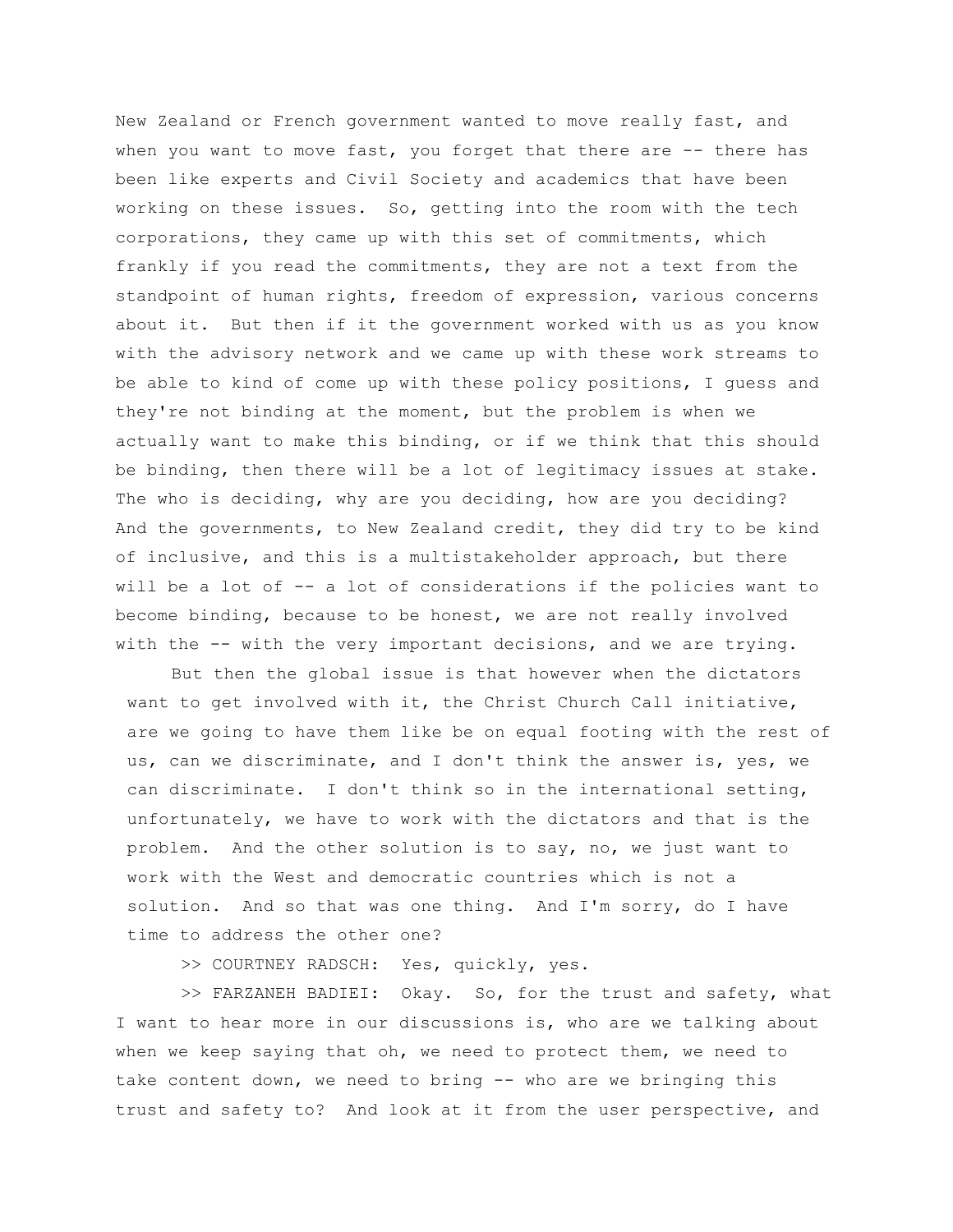New Zealand or French government wanted to move really fast, and when you want to move fast, you forget that there are -- there has been like experts and Civil Society and academics that have been working on these issues. So, getting into the room with the tech corporations, they came up with this set of commitments, which frankly if you read the commitments, they are not a text from the standpoint of human rights, freedom of expression, various concerns about it. But then if it the government worked with us as you know with the advisory network and we came up with these work streams to be able to kind of come up with these policy positions, I guess and they're not binding at the moment, but the problem is when we actually want to make this binding, or if we think that this should be binding, then there will be a lot of legitimacy issues at stake. The who is deciding, why are you deciding, how are you deciding? And the governments, to New Zealand credit, they did try to be kind of inclusive, and this is a multistakeholder approach, but there will be a lot of -- a lot of considerations if the policies want to become binding, because to be honest, we are not really involved with the -- with the very important decisions, and we are trying.

But then the global issue is that however when the dictators want to get involved with it, the Christ Church Call initiative, are we going to have them like be on equal footing with the rest of us, can we discriminate, and I don't think the answer is, yes, we can discriminate. I don't think so in the international setting, unfortunately, we have to work with the dictators and that is the problem. And the other solution is to say, no, we just want to work with the West and democratic countries which is not a solution. And so that was one thing. And I'm sorry, do I have time to address the other one?

>> COURTNEY RADSCH: Yes, quickly, yes.

>> FARZANEH BADIEI: Okay. So, for the trust and safety, what I want to hear more in our discussions is, who are we talking about when we keep saying that oh, we need to protect them, we need to take content down, we need to bring -- who are we bringing this trust and safety to? And look at it from the user perspective, and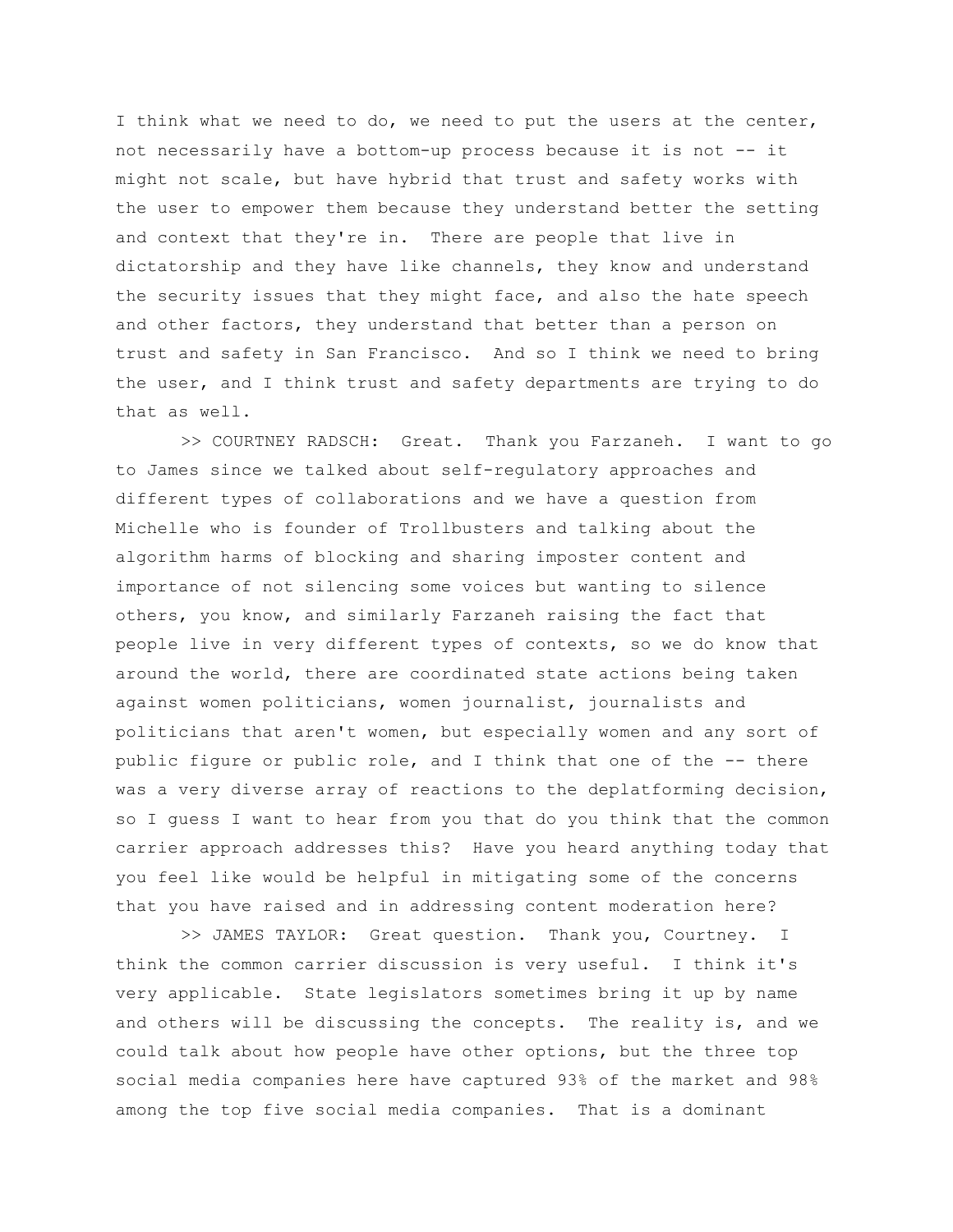I think what we need to do, we need to put the users at the center, not necessarily have a bottom-up process because it is not -- it might not scale, but have hybrid that trust and safety works with the user to empower them because they understand better the setting and context that they're in. There are people that live in dictatorship and they have like channels, they know and understand the security issues that they might face, and also the hate speech and other factors, they understand that better than a person on trust and safety in San Francisco. And so I think we need to bring the user, and I think trust and safety departments are trying to do that as well.

>> COURTNEY RADSCH: Great. Thank you Farzaneh. I want to go to James since we talked about self-regulatory approaches and different types of collaborations and we have a question from Michelle who is founder of Trollbusters and talking about the algorithm harms of blocking and sharing imposter content and importance of not silencing some voices but wanting to silence others, you know, and similarly Farzaneh raising the fact that people live in very different types of contexts, so we do know that around the world, there are coordinated state actions being taken against women politicians, women journalist, journalists and politicians that aren't women, but especially women and any sort of public figure or public role, and I think that one of the -- there was a very diverse array of reactions to the deplatforming decision, so I guess I want to hear from you that do you think that the common carrier approach addresses this? Have you heard anything today that you feel like would be helpful in mitigating some of the concerns that you have raised and in addressing content moderation here?

>> JAMES TAYLOR: Great question. Thank you, Courtney. I think the common carrier discussion is very useful. I think it's very applicable. State legislators sometimes bring it up by name and others will be discussing the concepts. The reality is, and we could talk about how people have other options, but the three top social media companies here have captured 93% of the market and 98% among the top five social media companies. That is a dominant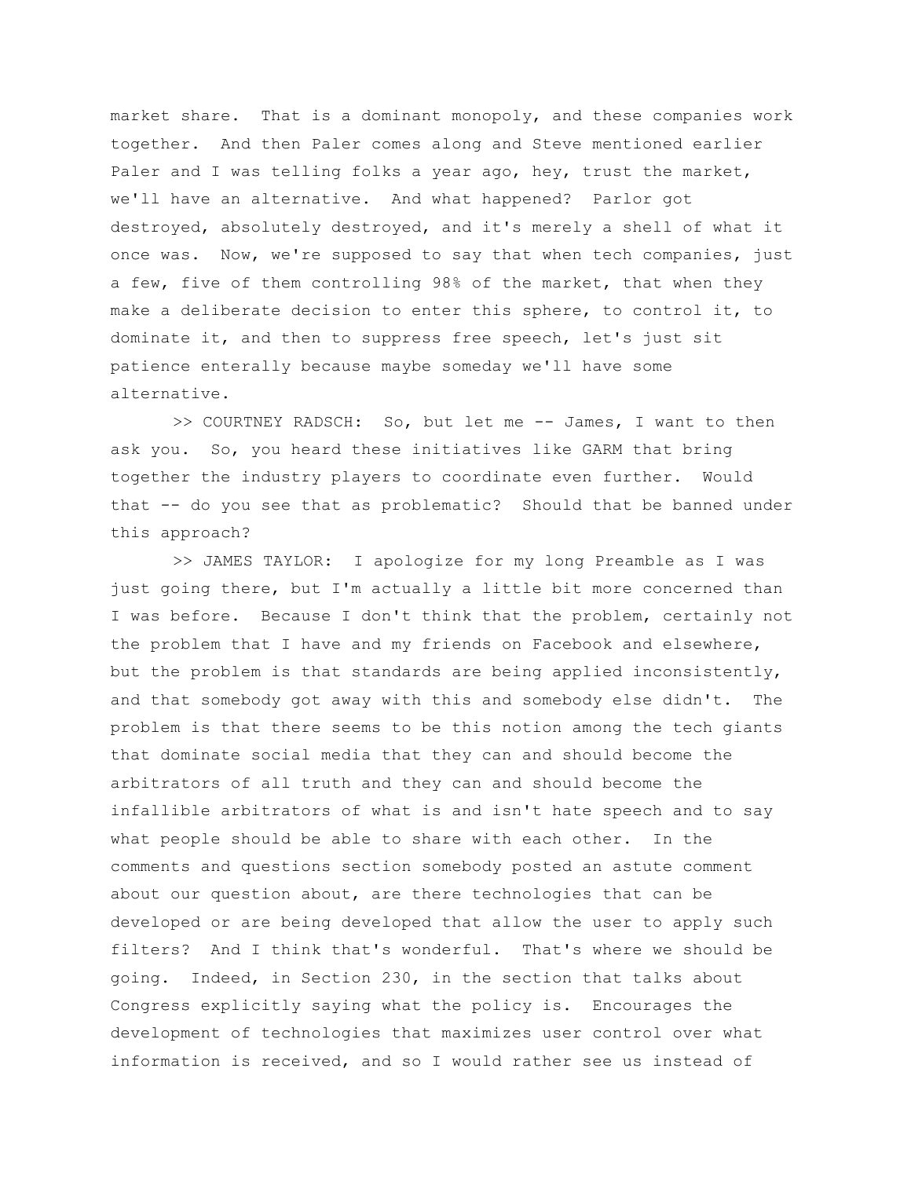market share. That is a dominant monopoly, and these companies work together. And then Paler comes along and Steve mentioned earlier Paler and I was telling folks a year ago, hey, trust the market, we'll have an alternative. And what happened? Parlor got destroyed, absolutely destroyed, and it's merely a shell of what it once was. Now, we're supposed to say that when tech companies, just a few, five of them controlling 98% of the market, that when they make a deliberate decision to enter this sphere, to control it, to dominate it, and then to suppress free speech, let's just sit patience enterally because maybe someday we'll have some alternative.

>> COURTNEY RADSCH: So, but let me -- James, I want to then ask you. So, you heard these initiatives like GARM that bring together the industry players to coordinate even further. Would that -- do you see that as problematic? Should that be banned under this approach?

>> JAMES TAYLOR: I apologize for my long Preamble as I was just going there, but I'm actually a little bit more concerned than I was before. Because I don't think that the problem, certainly not the problem that I have and my friends on Facebook and elsewhere, but the problem is that standards are being applied inconsistently, and that somebody got away with this and somebody else didn't. The problem is that there seems to be this notion among the tech giants that dominate social media that they can and should become the arbitrators of all truth and they can and should become the infallible arbitrators of what is and isn't hate speech and to say what people should be able to share with each other. In the comments and questions section somebody posted an astute comment about our question about, are there technologies that can be developed or are being developed that allow the user to apply such filters? And I think that's wonderful. That's where we should be going. Indeed, in Section 230, in the section that talks about Congress explicitly saying what the policy is. Encourages the development of technologies that maximizes user control over what information is received, and so I would rather see us instead of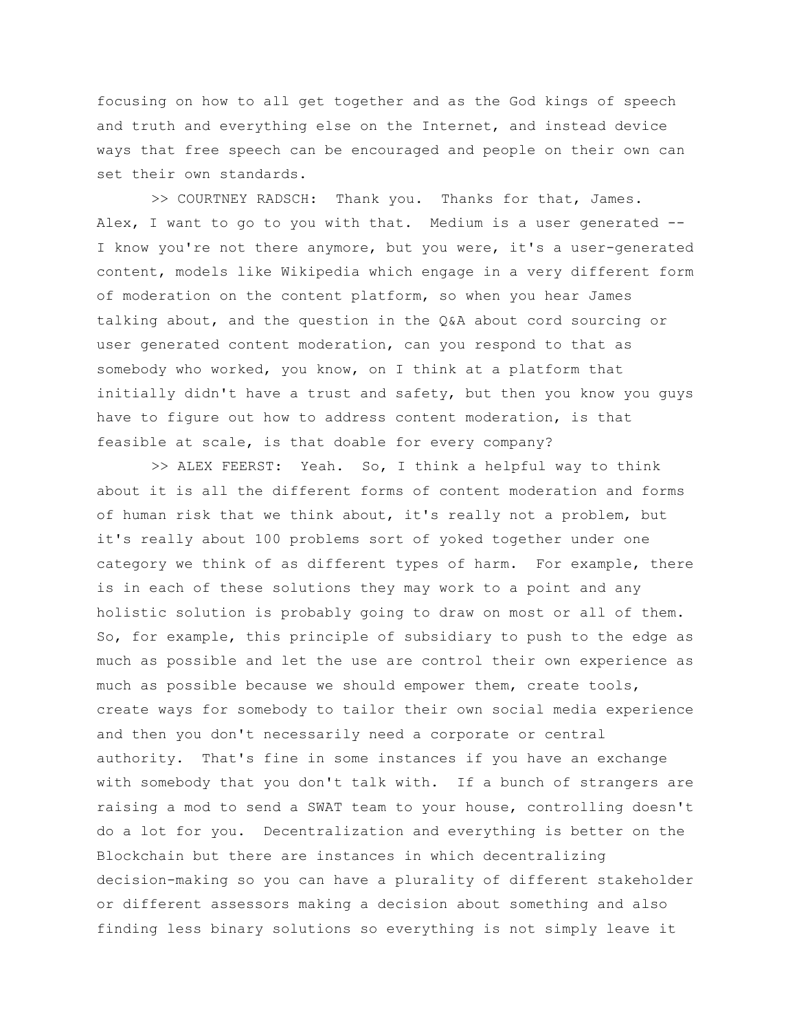focusing on how to all get together and as the God kings of speech and truth and everything else on the Internet, and instead device ways that free speech can be encouraged and people on their own can set their own standards.

>> COURTNEY RADSCH: Thank you. Thanks for that, James. Alex, I want to go to you with that. Medium is a user generated -- I know you're not there anymore, but you were, it's a user-generated content, models like Wikipedia which engage in a very different form of moderation on the content platform, so when you hear James talking about, and the question in the Q&A about cord sourcing or user generated content moderation, can you respond to that as somebody who worked, you know, on I think at a platform that initially didn't have a trust and safety, but then you know you guys have to figure out how to address content moderation, is that feasible at scale, is that doable for every company?

>> ALEX FEERST: Yeah. So, I think a helpful way to think about it is all the different forms of content moderation and forms of human risk that we think about, it's really not a problem, but it's really about 100 problems sort of yoked together under one category we think of as different types of harm. For example, there is in each of these solutions they may work to a point and any holistic solution is probably going to draw on most or all of them. So, for example, this principle of subsidiary to push to the edge as much as possible and let the use are control their own experience as much as possible because we should empower them, create tools, create ways for somebody to tailor their own social media experience and then you don't necessarily need a corporate or central authority. That's fine in some instances if you have an exchange with somebody that you don't talk with. If a bunch of strangers are raising a mod to send a SWAT team to your house, controlling doesn't do a lot for you. Decentralization and everything is better on the Blockchain but there are instances in which decentralizing decision-making so you can have a plurality of different stakeholder or different assessors making a decision about something and also finding less binary solutions so everything is not simply leave it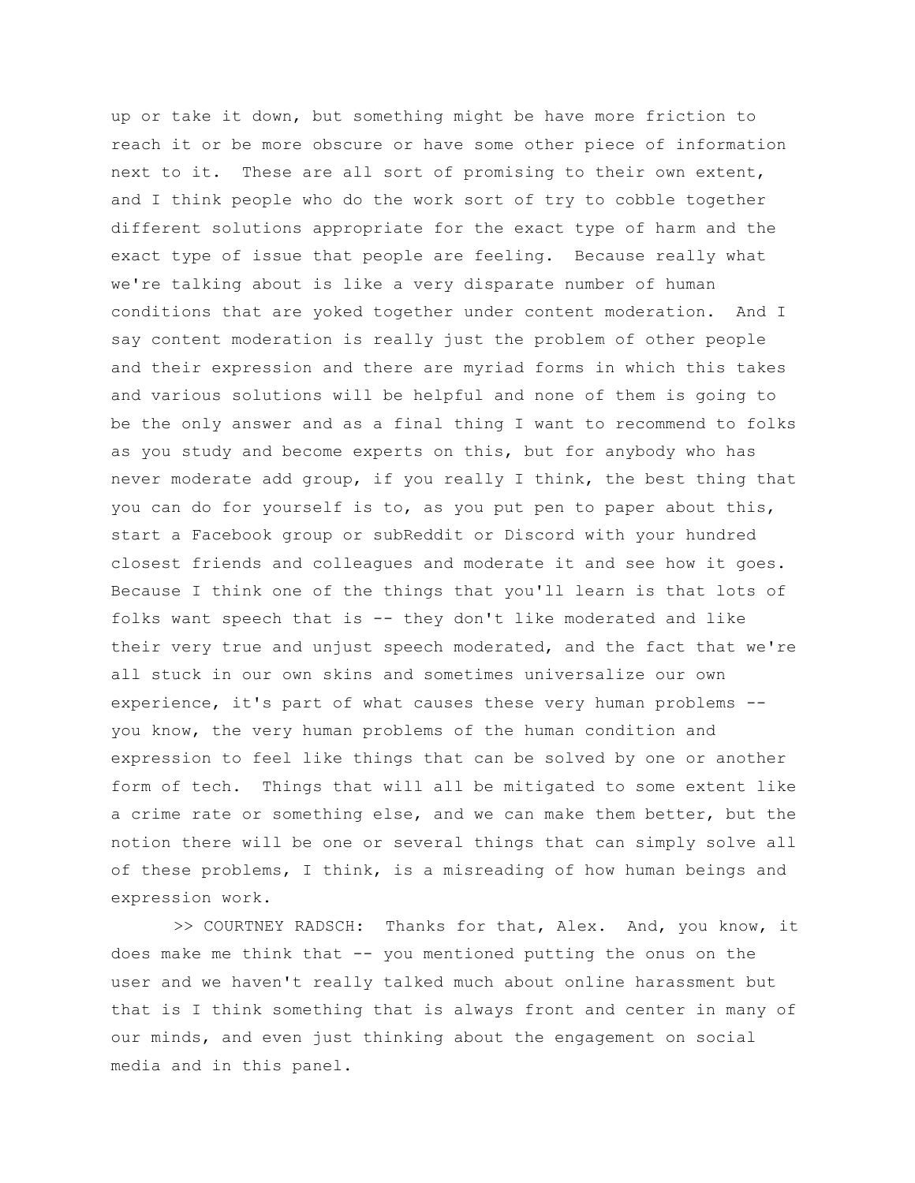up or take it down, but something might be have more friction to reach it or be more obscure or have some other piece of information next to it. These are all sort of promising to their own extent, and I think people who do the work sort of try to cobble together different solutions appropriate for the exact type of harm and the exact type of issue that people are feeling. Because really what we're talking about is like a very disparate number of human conditions that are yoked together under content moderation. And I say content moderation is really just the problem of other people and their expression and there are myriad forms in which this takes and various solutions will be helpful and none of them is going to be the only answer and as a final thing I want to recommend to folks as you study and become experts on this, but for anybody who has never moderate add group, if you really I think, the best thing that you can do for yourself is to, as you put pen to paper about this, start a Facebook group or subReddit or Discord with your hundred closest friends and colleagues and moderate it and see how it goes. Because I think one of the things that you'll learn is that lots of folks want speech that is -- they don't like moderated and like their very true and unjust speech moderated, and the fact that we're all stuck in our own skins and sometimes universalize our own experience, it's part of what causes these very human problems -- you know, the very human problems of the human condition and expression to feel like things that can be solved by one or another form of tech. Things that will all be mitigated to some extent like a crime rate or something else, and we can make them better, but the notion there will be one or several things that can simply solve all of these problems, I think, is a misreading of how human beings and expression work.

>> COURTNEY RADSCH: Thanks for that, Alex. And, you know, it does make me think that -- you mentioned putting the onus on the user and we haven't really talked much about online harassment but that is I think something that is always front and center in many of our minds, and even just thinking about the engagement on social media and in this panel.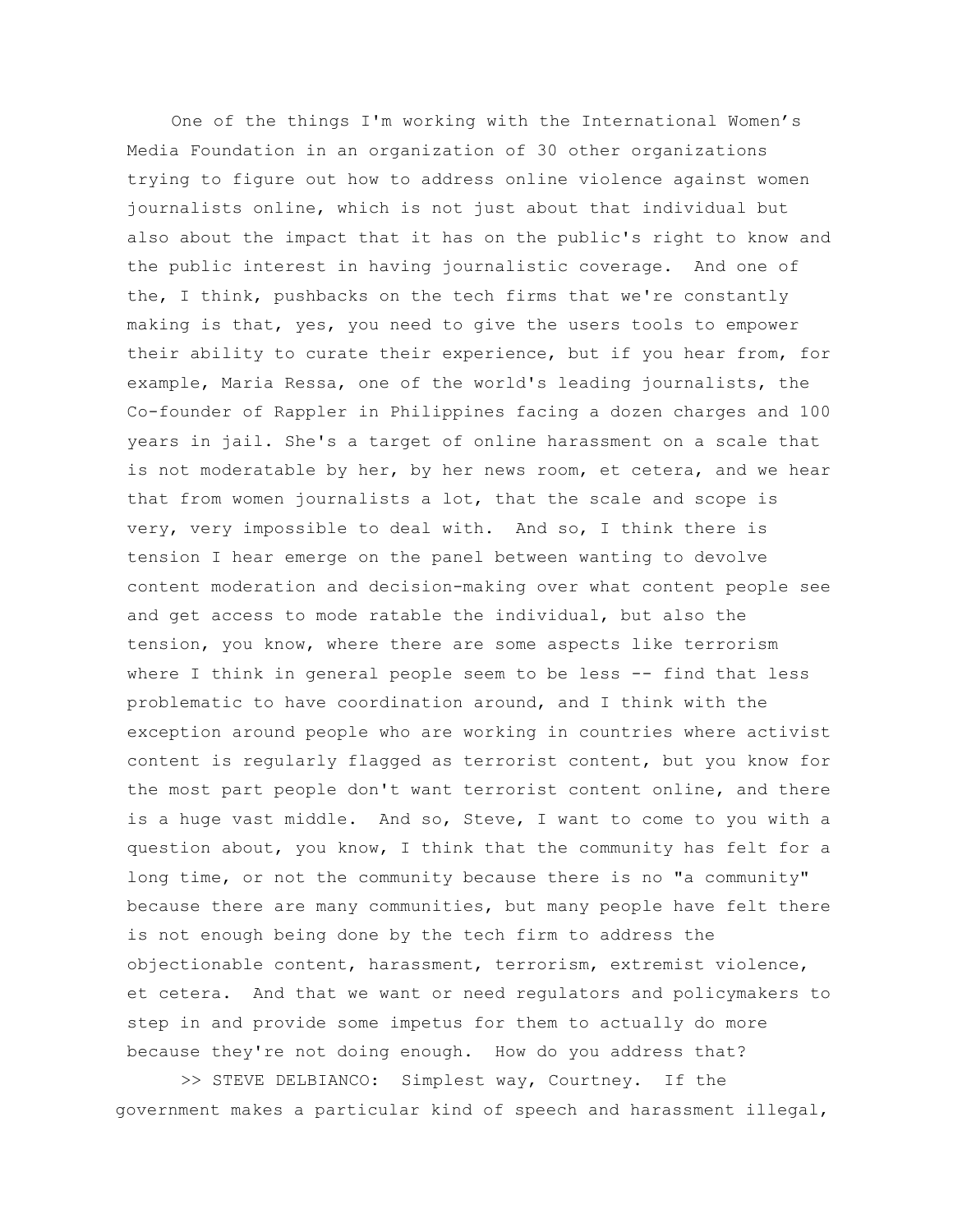One of the things I'm working with the International Women's Media Foundation in an organization of 30 other organizations trying to figure out how to address online violence against women journalists online, which is not just about that individual but also about the impact that it has on the public's right to know and the public interest in having journalistic coverage. And one of the, I think, pushbacks on the tech firms that we're constantly making is that, yes, you need to give the users tools to empower their ability to curate their experience, but if you hear from, for example, Maria Ressa, one of the world's leading journalists, the Co-founder of Rappler in Philippines facing a dozen charges and 100 years in jail. She's a target of online harassment on a scale that is not moderatable by her, by her news room, et cetera, and we hear that from women journalists a lot, that the scale and scope is very, very impossible to deal with. And so, I think there is tension I hear emerge on the panel between wanting to devolve content moderation and decision-making over what content people see and get access to mode ratable the individual, but also the tension, you know, where there are some aspects like terrorism where I think in general people seem to be less -- find that less problematic to have coordination around, and I think with the exception around people who are working in countries where activist content is regularly flagged as terrorist content, but you know for the most part people don't want terrorist content online, and there is a huge vast middle. And so, Steve, I want to come to you with a question about, you know, I think that the community has felt for a long time, or not the community because there is no "a community" because there are many communities, but many people have felt there is not enough being done by the tech firm to address the objectionable content, harassment, terrorism, extremist violence, et cetera. And that we want or need regulators and policymakers to step in and provide some impetus for them to actually do more because they're not doing enough. How do you address that?

>> STEVE DELBIANCO: Simplest way, Courtney. If the government makes a particular kind of speech and harassment illegal,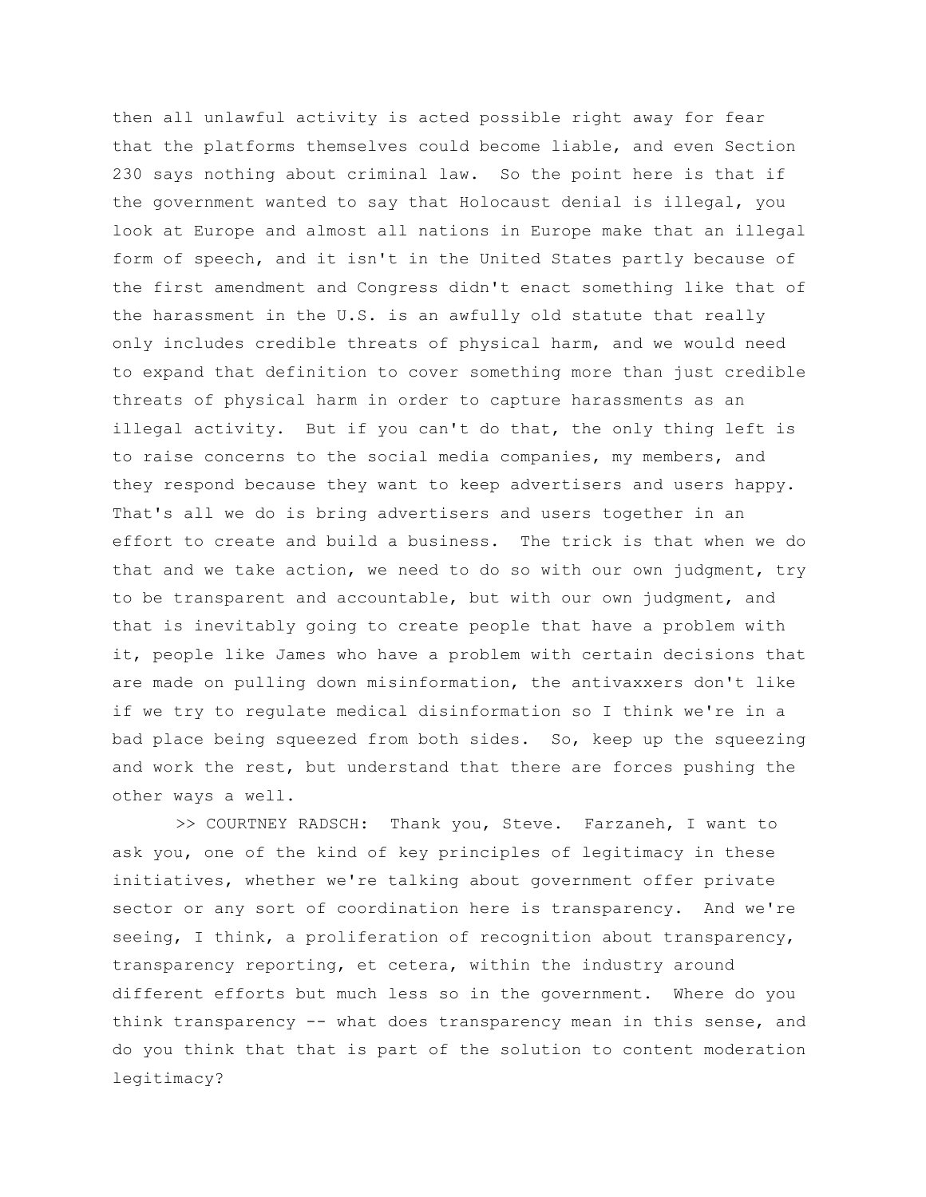then all unlawful activity is acted possible right away for fear that the platforms themselves could become liable, and even Section 230 says nothing about criminal law. So the point here is that if the government wanted to say that Holocaust denial is illegal, you look at Europe and almost all nations in Europe make that an illegal form of speech, and it isn't in the United States partly because of the first amendment and Congress didn't enact something like that of the harassment in the U.S. is an awfully old statute that really only includes credible threats of physical harm, and we would need to expand that definition to cover something more than just credible threats of physical harm in order to capture harassments as an illegal activity. But if you can't do that, the only thing left is to raise concerns to the social media companies, my members, and they respond because they want to keep advertisers and users happy. That's all we do is bring advertisers and users together in an effort to create and build a business. The trick is that when we do that and we take action, we need to do so with our own judgment, try to be transparent and accountable, but with our own judgment, and that is inevitably going to create people that have a problem with it, people like James who have a problem with certain decisions that are made on pulling down misinformation, the antivaxxers don't like if we try to regulate medical disinformation so I think we're in a bad place being squeezed from both sides. So, keep up the squeezing and work the rest, but understand that there are forces pushing the other ways a well.

>> COURTNEY RADSCH: Thank you, Steve. Farzaneh, I want to ask you, one of the kind of key principles of legitimacy in these initiatives, whether we're talking about government offer private sector or any sort of coordination here is transparency. And we're seeing, I think, a proliferation of recognition about transparency, transparency reporting, et cetera, within the industry around different efforts but much less so in the government. Where do you think transparency -- what does transparency mean in this sense, and do you think that that is part of the solution to content moderation legitimacy?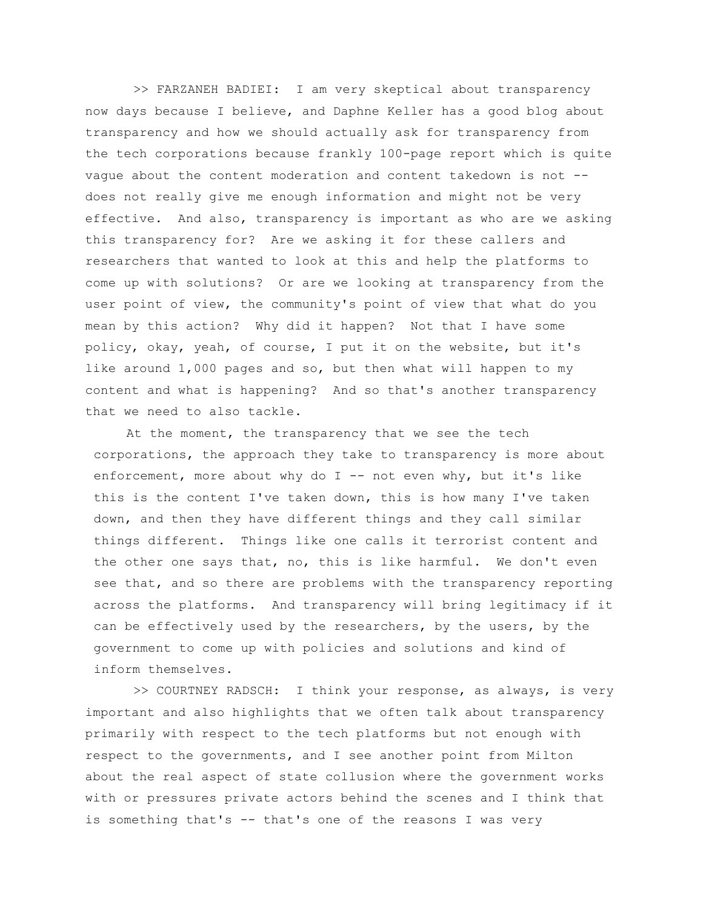>> FARZANEH BADIEI: I am very skeptical about transparency now days because I believe, and Daphne Keller has a good blog about transparency and how we should actually ask for transparency from the tech corporations because frankly 100-page report which is quite vague about the content moderation and content takedown is not -- does not really give me enough information and might not be very effective. And also, transparency is important as who are we asking this transparency for? Are we asking it for these callers and researchers that wanted to look at this and help the platforms to come up with solutions? Or are we looking at transparency from the user point of view, the community's point of view that what do you mean by this action? Why did it happen? Not that I have some policy, okay, yeah, of course, I put it on the website, but it's like around 1,000 pages and so, but then what will happen to my content and what is happening? And so that's another transparency that we need to also tackle.

At the moment, the transparency that we see the tech corporations, the approach they take to transparency is more about enforcement, more about why do I -- not even why, but it's like this is the content I've taken down, this is how many I've taken down, and then they have different things and they call similar things different. Things like one calls it terrorist content and the other one says that, no, this is like harmful. We don't even see that, and so there are problems with the transparency reporting across the platforms. And transparency will bring legitimacy if it can be effectively used by the researchers, by the users, by the government to come up with policies and solutions and kind of inform themselves.

>> COURTNEY RADSCH: I think your response, as always, is very important and also highlights that we often talk about transparency primarily with respect to the tech platforms but not enough with respect to the governments, and I see another point from Milton about the real aspect of state collusion where the government works with or pressures private actors behind the scenes and I think that is something that's -- that's one of the reasons I was very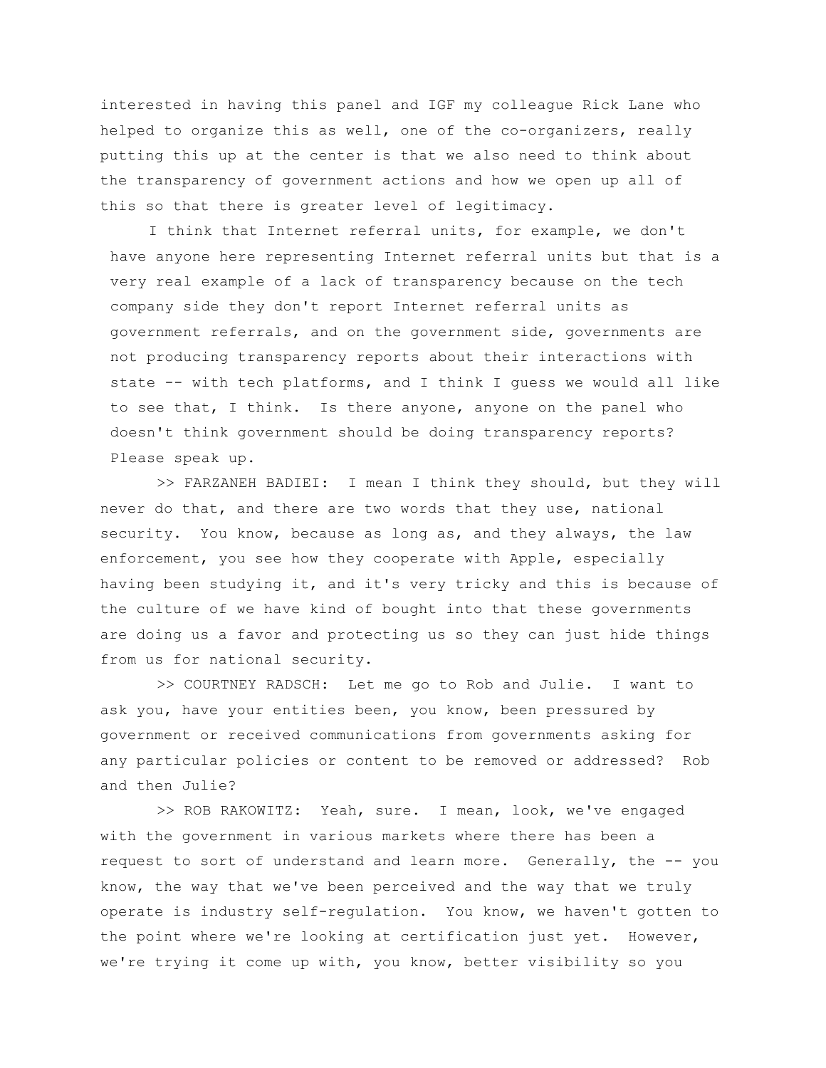interested in having this panel and IGF my colleague Rick Lane who helped to organize this as well, one of the co-organizers, really putting this up at the center is that we also need to think about the transparency of government actions and how we open up all of this so that there is greater level of legitimacy.

I think that Internet referral units, for example, we don't have anyone here representing Internet referral units but that is a very real example of a lack of transparency because on the tech company side they don't report Internet referral units as government referrals, and on the government side, governments are not producing transparency reports about their interactions with state -- with tech platforms, and I think I guess we would all like to see that, I think. Is there anyone, anyone on the panel who doesn't think government should be doing transparency reports? Please speak up.

>> FARZANEH BADIEI: I mean I think they should, but they will never do that, and there are two words that they use, national security. You know, because as long as, and they always, the law enforcement, you see how they cooperate with Apple, especially having been studying it, and it's very tricky and this is because of the culture of we have kind of bought into that these governments are doing us a favor and protecting us so they can just hide things from us for national security.

>> COURTNEY RADSCH: Let me go to Rob and Julie. I want to ask you, have your entities been, you know, been pressured by government or received communications from governments asking for any particular policies or content to be removed or addressed? Rob and then Julie?

>> ROB RAKOWITZ: Yeah, sure. I mean, look, we've engaged with the government in various markets where there has been a request to sort of understand and learn more. Generally, the -- you know, the way that we've been perceived and the way that we truly operate is industry self-regulation. You know, we haven't gotten to the point where we're looking at certification just yet. However, we're trying it come up with, you know, better visibility so you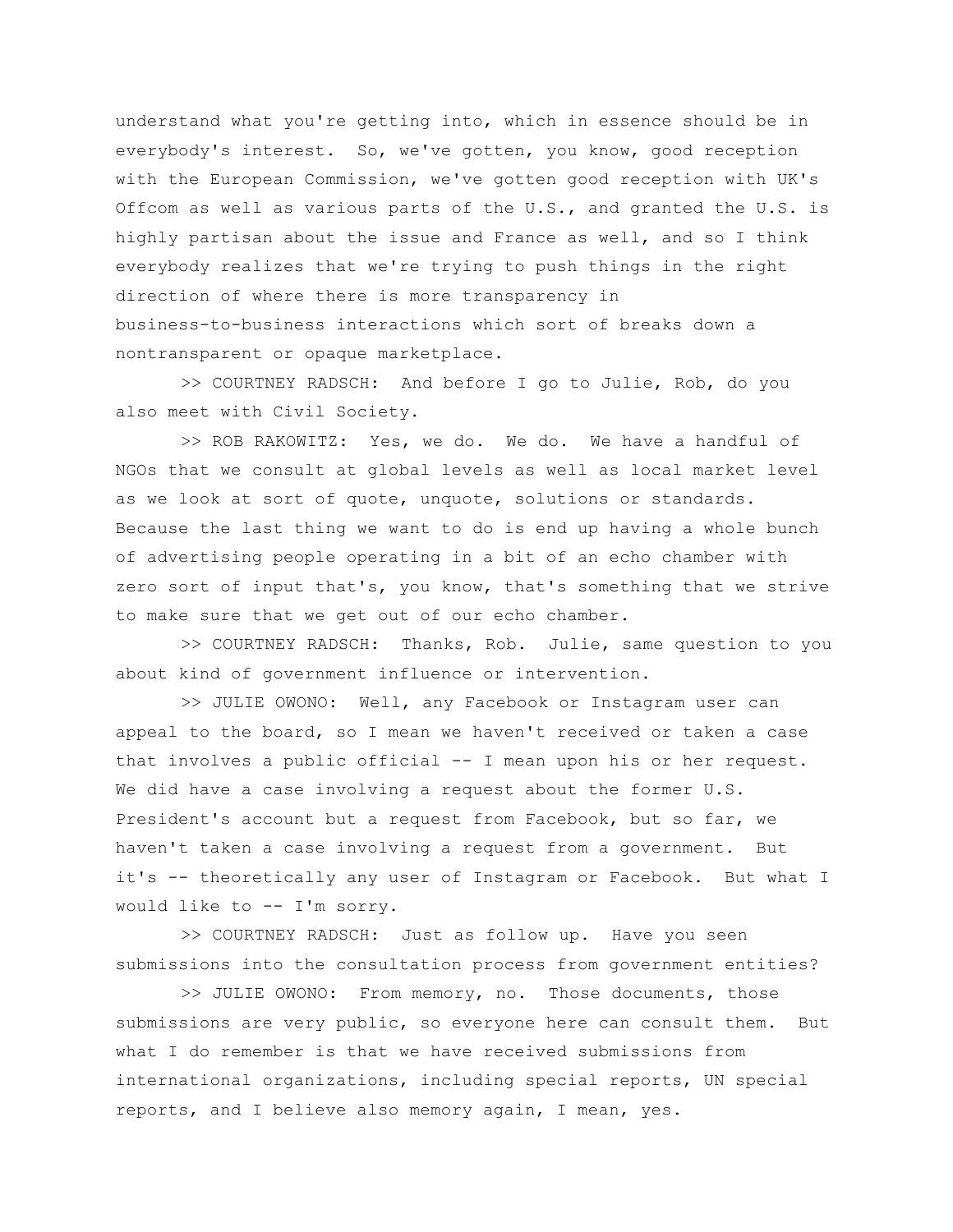understand what you're getting into, which in essence should be in everybody's interest. So, we've gotten, you know, good reception with the European Commission, we've gotten good reception with UK's Offcom as well as various parts of the U.S., and granted the U.S. is highly partisan about the issue and France as well, and so I think everybody realizes that we're trying to push things in the right direction of where there is more transparency in business-to-business interactions which sort of breaks down a nontransparent or opaque marketplace.

>> COURTNEY RADSCH: And before I go to Julie, Rob, do you also meet with Civil Society.

>> ROB RAKOWITZ: Yes, we do. We do. We have a handful of NGOs that we consult at global levels as well as local market level as we look at sort of quote, unquote, solutions or standards. Because the last thing we want to do is end up having a whole bunch of advertising people operating in a bit of an echo chamber with zero sort of input that's, you know, that's something that we strive to make sure that we get out of our echo chamber.

>> COURTNEY RADSCH: Thanks, Rob. Julie, same question to you about kind of government influence or intervention.

>> JULIE OWONO: Well, any Facebook or Instagram user can appeal to the board, so I mean we haven't received or taken a case that involves a public official -- I mean upon his or her request. We did have a case involving a request about the former U.S. President's account but a request from Facebook, but so far, we haven't taken a case involving a request from a government. But it's -- theoretically any user of Instagram or Facebook. But what I would like to -- I'm sorry.

>> COURTNEY RADSCH: Just as follow up. Have you seen submissions into the consultation process from government entities?

>> JULIE OWONO: From memory, no. Those documents, those submissions are very public, so everyone here can consult them. But what I do remember is that we have received submissions from international organizations, including special reports, UN special reports, and I believe also memory again, I mean, yes.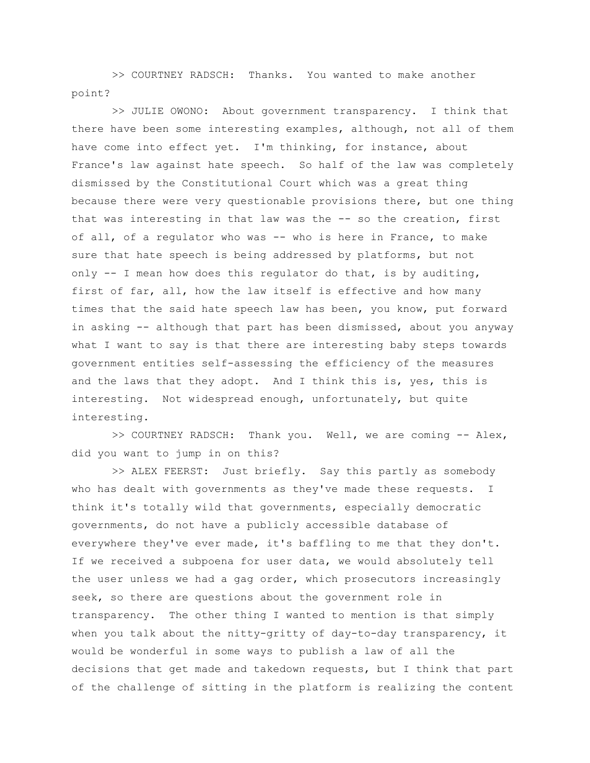>> COURTNEY RADSCH: Thanks. You wanted to make another point?

>> JULIE OWONO: About government transparency. I think that there have been some interesting examples, although, not all of them have come into effect yet. I'm thinking, for instance, about France's law against hate speech. So half of the law was completely dismissed by the Constitutional Court which was a great thing because there were very questionable provisions there, but one thing that was interesting in that law was the -- so the creation, first of all, of a regulator who was -- who is here in France, to make sure that hate speech is being addressed by platforms, but not only -- I mean how does this regulator do that, is by auditing, first of far, all, how the law itself is effective and how many times that the said hate speech law has been, you know, put forward in asking -- although that part has been dismissed, about you anyway what I want to say is that there are interesting baby steps towards government entities self-assessing the efficiency of the measures and the laws that they adopt. And I think this is, yes, this is interesting. Not widespread enough, unfortunately, but quite interesting.

>> COURTNEY RADSCH: Thank you. Well, we are coming -- Alex, did you want to jump in on this?

>> ALEX FEERST: Just briefly. Say this partly as somebody who has dealt with governments as they've made these requests. I think it's totally wild that governments, especially democratic governments, do not have a publicly accessible database of everywhere they've ever made, it's baffling to me that they don't. If we received a subpoena for user data, we would absolutely tell the user unless we had a gag order, which prosecutors increasingly seek, so there are questions about the government role in transparency. The other thing I wanted to mention is that simply when you talk about the nitty-gritty of day-to-day transparency, it would be wonderful in some ways to publish a law of all the decisions that get made and takedown requests, but I think that part of the challenge of sitting in the platform is realizing the content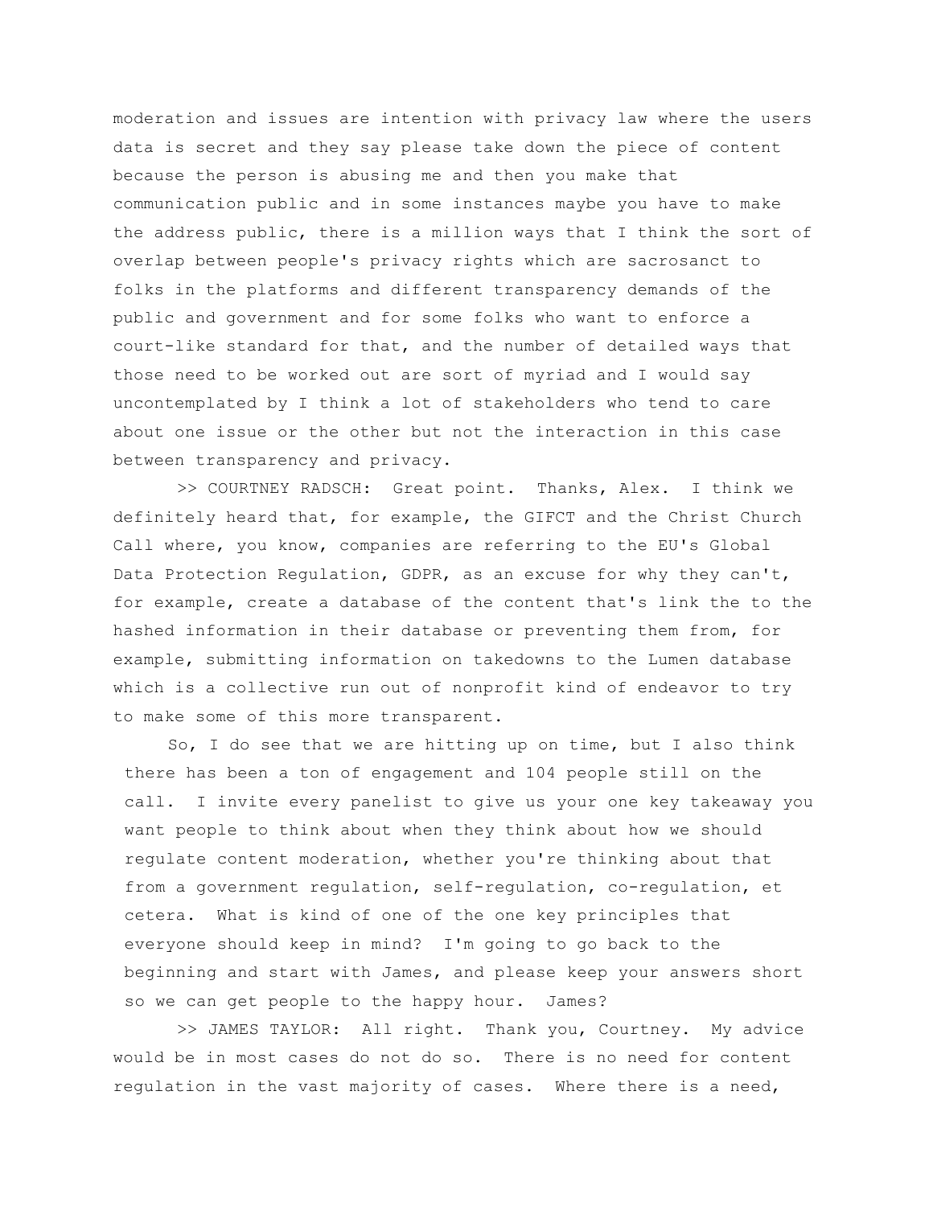moderation and issues are intention with privacy law where the users data is secret and they say please take down the piece of content because the person is abusing me and then you make that communication public and in some instances maybe you have to make the address public, there is a million ways that I think the sort of overlap between people's privacy rights which are sacrosanct to folks in the platforms and different transparency demands of the public and government and for some folks who want to enforce a court-like standard for that, and the number of detailed ways that those need to be worked out are sort of myriad and I would say uncontemplated by I think a lot of stakeholders who tend to care about one issue or the other but not the interaction in this case between transparency and privacy.

>> COURTNEY RADSCH: Great point. Thanks, Alex. I think we definitely heard that, for example, the GIFCT and the Christ Church Call where, you know, companies are referring to the EU's Global Data Protection Regulation, GDPR, as an excuse for why they can't, for example, create a database of the content that's link the to the hashed information in their database or preventing them from, for example, submitting information on takedowns to the Lumen database which is a collective run out of nonprofit kind of endeavor to try to make some of this more transparent.

So, I do see that we are hitting up on time, but I also think there has been a ton of engagement and 104 people still on the call. I invite every panelist to give us your one key takeaway you want people to think about when they think about how we should regulate content moderation, whether you're thinking about that from a government regulation, self-regulation, co-regulation, et cetera. What is kind of one of the one key principles that everyone should keep in mind? I'm going to go back to the beginning and start with James, and please keep your answers short so we can get people to the happy hour. James?

>> JAMES TAYLOR: All right. Thank you, Courtney. My advice would be in most cases do not do so. There is no need for content regulation in the vast majority of cases. Where there is a need,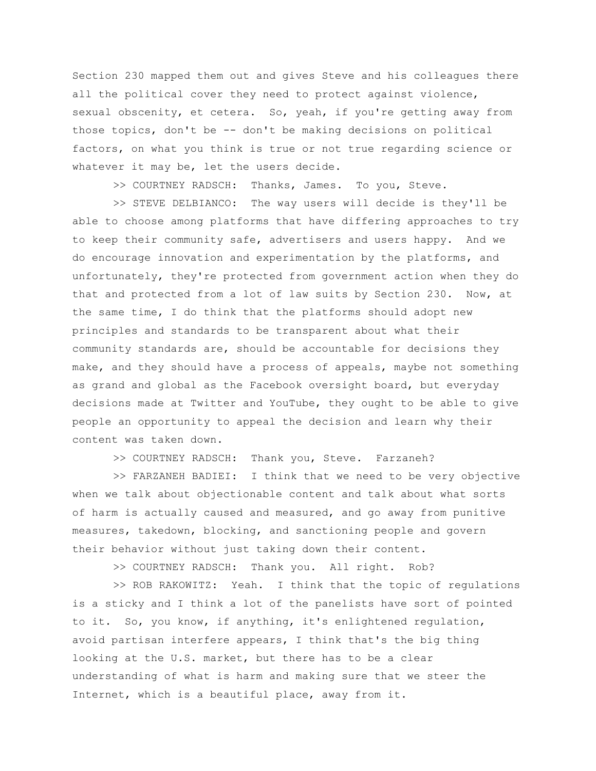Section 230 mapped them out and gives Steve and his colleagues there all the political cover they need to protect against violence, sexual obscenity, et cetera. So, yeah, if you're getting away from those topics, don't be -- don't be making decisions on political factors, on what you think is true or not true regarding science or whatever it may be, let the users decide.

>> COURTNEY RADSCH: Thanks, James. To you, Steve.

>> STEVE DELBIANCO: The way users will decide is they'll be able to choose among platforms that have differing approaches to try to keep their community safe, advertisers and users happy. And we do encourage innovation and experimentation by the platforms, and unfortunately, they're protected from government action when they do that and protected from a lot of law suits by Section 230. Now, at the same time, I do think that the platforms should adopt new principles and standards to be transparent about what their community standards are, should be accountable for decisions they make, and they should have a process of appeals, maybe not something as grand and global as the Facebook oversight board, but everyday decisions made at Twitter and YouTube, they ought to be able to give people an opportunity to appeal the decision and learn why their content was taken down.

>> COURTNEY RADSCH: Thank you, Steve. Farzaneh?

>> FARZANEH BADIEI: I think that we need to be very objective when we talk about objectionable content and talk about what sorts of harm is actually caused and measured, and go away from punitive measures, takedown, blocking, and sanctioning people and govern their behavior without just taking down their content.

>> COURTNEY RADSCH: Thank you. All right. Rob?

>> ROB RAKOWITZ: Yeah. I think that the topic of regulations is a sticky and I think a lot of the panelists have sort of pointed to it. So, you know, if anything, it's enlightened regulation, avoid partisan interfere appears, I think that's the big thing looking at the U.S. market, but there has to be a clear understanding of what is harm and making sure that we steer the Internet, which is a beautiful place, away from it.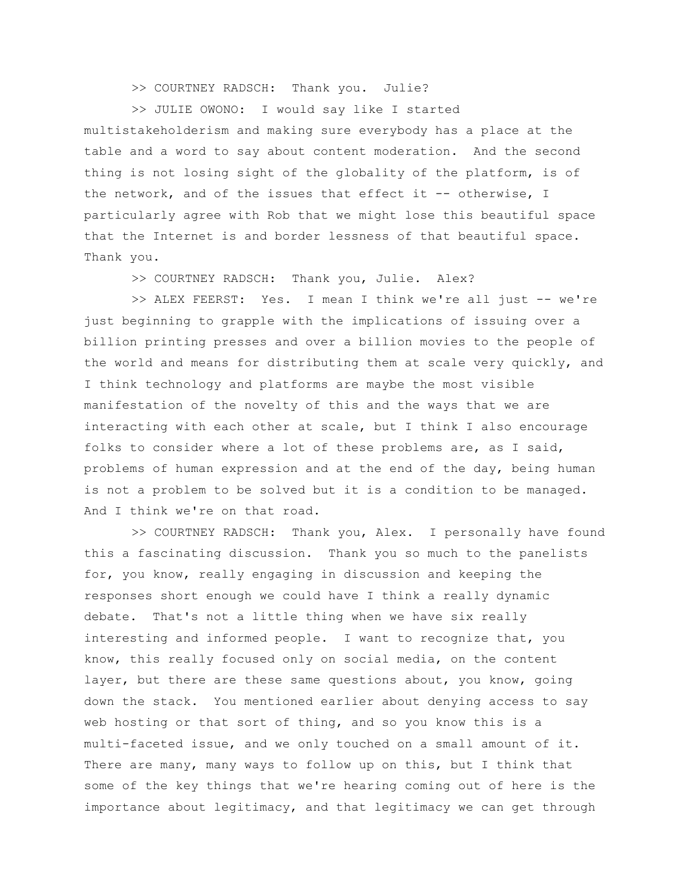>> COURTNEY RADSCH: Thank you. Julie?

>> JULIE OWONO: I would say like I started multistakeholderism and making sure everybody has a place at the table and a word to say about content moderation. And the second thing is not losing sight of the globality of the platform, is of the network, and of the issues that effect it -- otherwise, I particularly agree with Rob that we might lose this beautiful space that the Internet is and border lessness of that beautiful space. Thank you.

>> COURTNEY RADSCH: Thank you, Julie. Alex?

>> ALEX FEERST: Yes. I mean I think we're all just -- we're just beginning to grapple with the implications of issuing over a billion printing presses and over a billion movies to the people of the world and means for distributing them at scale very quickly, and I think technology and platforms are maybe the most visible manifestation of the novelty of this and the ways that we are interacting with each other at scale, but I think I also encourage folks to consider where a lot of these problems are, as I said, problems of human expression and at the end of the day, being human is not a problem to be solved but it is a condition to be managed. And I think we're on that road.

>> COURTNEY RADSCH: Thank you, Alex. I personally have found this a fascinating discussion. Thank you so much to the panelists for, you know, really engaging in discussion and keeping the responses short enough we could have I think a really dynamic debate. That's not a little thing when we have six really interesting and informed people. I want to recognize that, you know, this really focused only on social media, on the content layer, but there are these same questions about, you know, going down the stack. You mentioned earlier about denying access to say web hosting or that sort of thing, and so you know this is a multi-faceted issue, and we only touched on a small amount of it. There are many, many ways to follow up on this, but I think that some of the key things that we're hearing coming out of here is the importance about legitimacy, and that legitimacy we can get through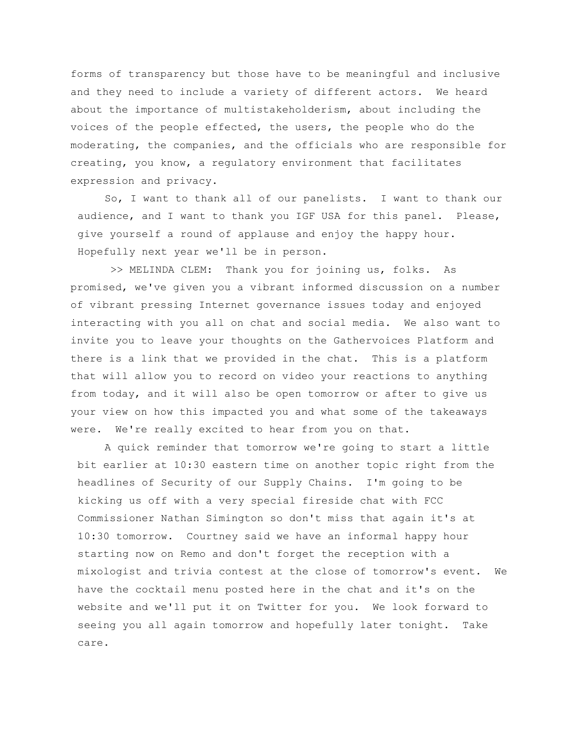forms of transparency but those have to be meaningful and inclusive and they need to include a variety of different actors. We heard about the importance of multistakeholderism, about including the voices of the people effected, the users, the people who do the moderating, the companies, and the officials who are responsible for creating, you know, a regulatory environment that facilitates expression and privacy.

So, I want to thank all of our panelists. I want to thank our audience, and I want to thank you IGF USA for this panel. Please, give yourself a round of applause and enjoy the happy hour. Hopefully next year we'll be in person.

>> MELINDA CLEM: Thank you for joining us, folks. As promised, we've given you a vibrant informed discussion on a number of vibrant pressing Internet governance issues today and enjoyed interacting with you all on chat and social media. We also want to invite you to leave your thoughts on the Gathervoices Platform and there is a link that we provided in the chat. This is a platform that will allow you to record on video your reactions to anything from today, and it will also be open tomorrow or after to give us your view on how this impacted you and what some of the takeaways were. We're really excited to hear from you on that.

A quick reminder that tomorrow we're going to start a little bit earlier at 10:30 eastern time on another topic right from the headlines of Security of our Supply Chains. I'm going to be kicking us off with a very special fireside chat with FCC Commissioner Nathan Simington so don't miss that again it's at 10:30 tomorrow. Courtney said we have an informal happy hour starting now on Remo and don't forget the reception with a mixologist and trivia contest at the close of tomorrow's event. We have the cocktail menu posted here in the chat and it's on the website and we'll put it on Twitter for you. We look forward to seeing you all again tomorrow and hopefully later tonight. Take care.